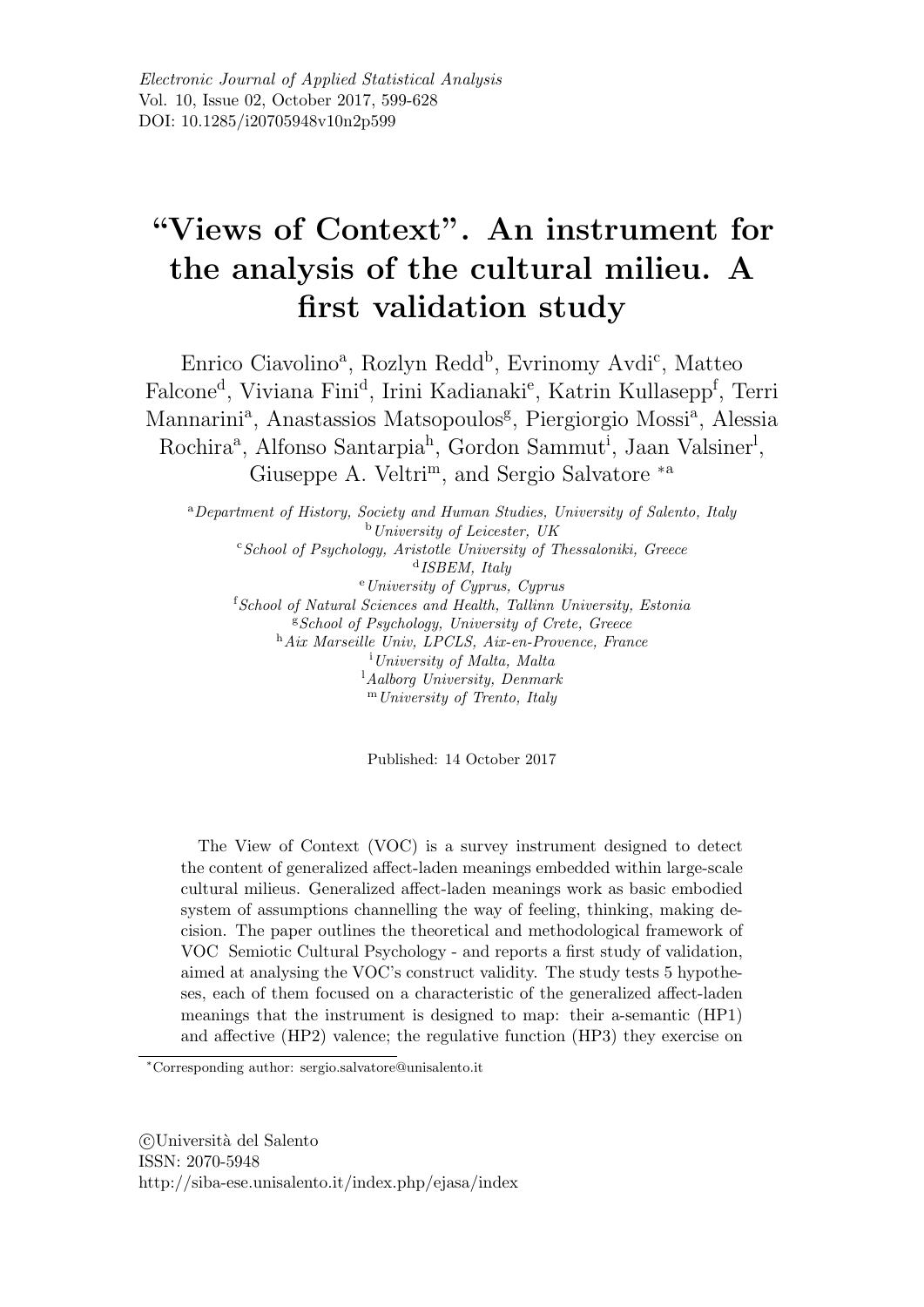*Electronic Journal of Applied Statistical Analysis*
Vol. 10, Issue 02, October 2017, 599-628
DOI: 10.1285/i20705948v10n2p599

# "Views of Context". An instrument for the analysis of the cultural milieu. A first validation study

Enrico Ciavolino[a], Rozlyn Redd[b], Evrinomy Avdi[c], Matteo Falcone[d], Viviana Fini[d], Irini Kadianaki[e], Katrin Kullasepp[f], Terri Mannarini[a], Anastassios Matsopoulos[g], Piergiorgio Mossi[a], Alessia Rochira[a], Alfonso Santarpia[h], Gordon Sammut[i], Jaan Valsiner[l], Giuseppe A. Veltri[m], and Sergio Salvatore [*a]

[a]*Department of History, Society and Human Studies, University of Salento, Italy*
[b]*University of Leicester, UK*
[c]*School of Psychology, Aristotle University of Thessaloniki, Greece*
[d]*ISBEM, Italy*
[e]*University of Cyprus, Cyprus*
[f]*School of Natural Sciences and Health, Tallinn University, Estonia*
[g]*School of Psychology, University of Crete, Greece*
[h]*Aix Marseille Univ, LPCLS, Aix-en-Provence, France*
[i]*University of Malta, Malta*
[l]*Aalborg University, Denmark*
[m]*University of Trento, Italy*

Published: 14 October 2017

The View of Context (VOC) is a survey instrument designed to detect the content of generalized affect-laden meanings embedded within large-scale cultural milieus. Generalized affect-laden meanings work as basic embodied system of assumptions channelling the way of feeling, thinking, making decision. The paper outlines the theoretical and methodological framework of VOC Semiotic Cultural Psychology - and reports a first study of validation, aimed at analysing the VOC's construct validity. The study tests 5 hypotheses, each of them focused on a characteristic of the generalized affect-laden meanings that the instrument is designed to map: their a-semantic (HP1) and affective (HP2) valence; the regulative function (HP3) they exercise on

[*]Corresponding author: sergio.salvatore@unisalento.it

©Università del Salento
ISSN: 2070-5948
http://siba-ese.unisalento.it/index.php/ejasa/index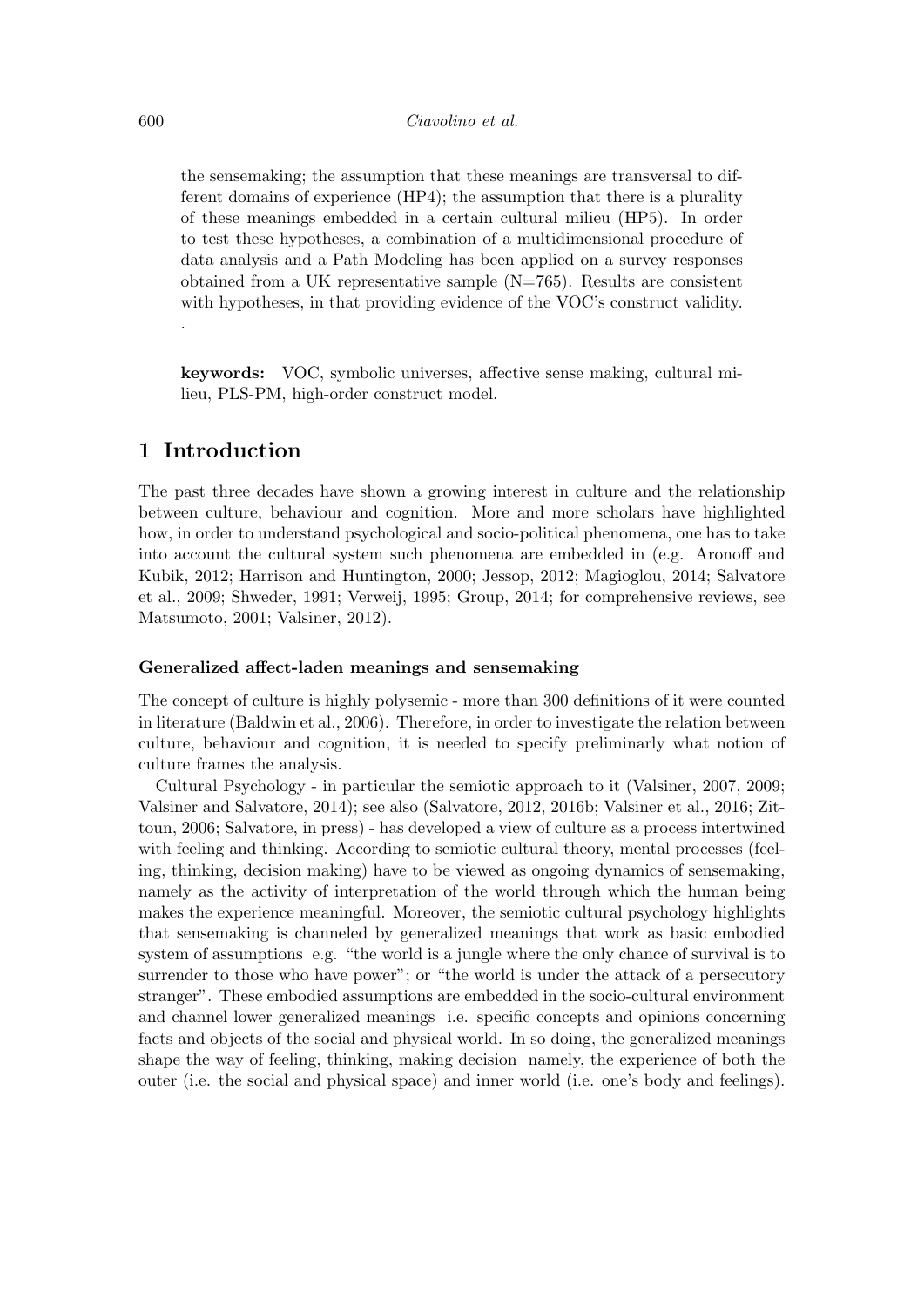the sensemaking; the assumption that these meanings are transversal to different domains of experience (HP4); the assumption that there is a plurality of these meanings embedded in a certain cultural milieu (HP5). In order to test these hypotheses, a combination of a multidimensional procedure of data analysis and a Path Modeling has been applied on a survey responses obtained from a UK representative sample (N=765). Results are consistent with hypotheses, in that providing evidence of the VOC's construct validity.
.

**keywords:** VOC, symbolic universes, affective sense making, cultural milieu, PLS-PM, high-order construct model.

## 1 Introduction

The past three decades have shown a growing interest in culture and the relationship between culture, behaviour and cognition. More and more scholars have highlighted how, in order to understand psychological and socio-political phenomena, one has to take into account the cultural system such phenomena are embedded in (e.g. Aronoff and Kubik, 2012; Harrison and Huntington, 2000; Jessop, 2012; Magioglou, 2014; Salvatore et al., 2009; Shweder, 1991; Verweij, 1995; Group, 2014; for comprehensive reviews, see Matsumoto, 2001; Valsiner, 2012).

#### Generalized affect-laden meanings and sensemaking

The concept of culture is highly polysemic - more than 300 definitions of it were counted in literature (Baldwin et al., 2006). Therefore, in order to investigate the relation between culture, behaviour and cognition, it is needed to specify preliminarly what notion of culture frames the analysis.

Cultural Psychology - in particular the semiotic approach to it (Valsiner, 2007, 2009; Valsiner and Salvatore, 2014); see also (Salvatore, 2012, 2016b; Valsiner et al., 2016; Zittoun, 2006; Salvatore, in press) - has developed a view of culture as a process intertwined with feeling and thinking. According to semiotic cultural theory, mental processes (feeling, thinking, decision making) have to be viewed as ongoing dynamics of sensemaking, namely as the activity of interpretation of the world through which the human being makes the experience meaningful. Moreover, the semiotic cultural psychology highlights that sensemaking is channeled by generalized meanings that work as basic embodied system of assumptions e.g. "the world is a jungle where the only chance of survival is to surrender to those who have power"; or "the world is under the attack of a persecutory stranger". These embodied assumptions are embedded in the socio-cultural environment and channel lower generalized meanings i.e. specific concepts and opinions concerning facts and objects of the social and physical world. In so doing, the generalized meanings shape the way of feeling, thinking, making decision namely, the experience of both the outer (i.e. the social and physical space) and inner world (i.e. one's body and feelings).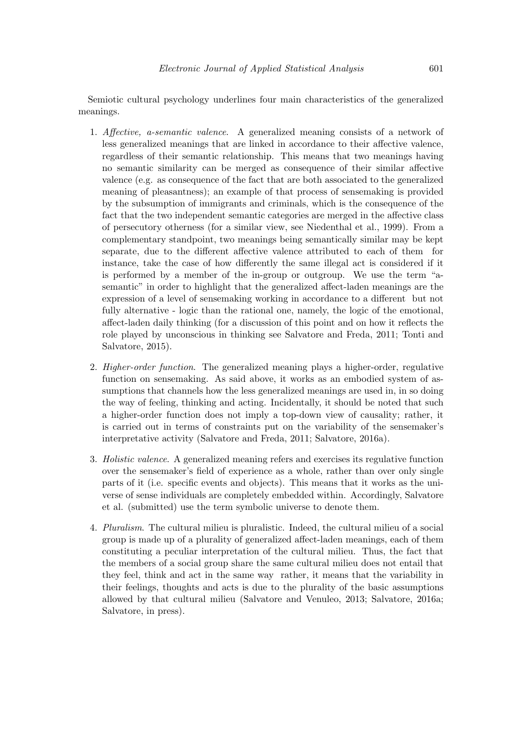Semiotic cultural psychology underlines four main characteristics of the generalized meanings.

1. *Affective, a-semantic valence*. A generalized meaning consists of a network of less generalized meanings that are linked in accordance to their affective valence, regardless of their semantic relationship. This means that two meanings having no semantic similarity can be merged as consequence of their similar affective valence (e.g. as consequence of the fact that are both associated to the generalized meaning of pleasantness); an example of that process of sensemaking is provided by the subsumption of immigrants and criminals, which is the consequence of the fact that the two independent semantic categories are merged in the affective class of persecutory otherness (for a similar view, see Niedenthal et al., 1999). From a complementary standpoint, two meanings being semantically similar may be kept separate, due to the different affective valence attributed to each of them for instance, take the case of how differently the same illegal act is considered if it is performed by a member of the in-group or outgroup. We use the term "a-semantic" in order to highlight that the generalized affect-laden meanings are the expression of a level of sensemaking working in accordance to a different but not fully alternative - logic than the rational one, namely, the logic of the emotional, affect-laden daily thinking (for a discussion of this point and on how it reflects the role played by unconscious in thinking see Salvatore and Freda, 2011; Tonti and Salvatore, 2015).

2. *Higher-order function*. The generalized meaning plays a higher-order, regulative function on sensemaking. As said above, it works as an embodied system of assumptions that channels how the less generalized meanings are used in, in so doing the way of feeling, thinking and acting. Incidentally, it should be noted that such a higher-order function does not imply a top-down view of causality; rather, it is carried out in terms of constraints put on the variability of the sensemaker's interpretative activity (Salvatore and Freda, 2011; Salvatore, 2016a).

3. *Holistic valence*. A generalized meaning refers and exercises its regulative function over the sensemaker's field of experience as a whole, rather than over only single parts of it (i.e. specific events and objects). This means that it works as the universe of sense individuals are completely embedded within. Accordingly, Salvatore et al. (submitted) use the term symbolic universe to denote them.

4. *Pluralism*. The cultural milieu is pluralistic. Indeed, the cultural milieu of a social group is made up of a plurality of generalized affect-laden meanings, each of them constituting a peculiar interpretation of the cultural milieu. Thus, the fact that the members of a social group share the same cultural milieu does not entail that they feel, think and act in the same way rather, it means that the variability in their feelings, thoughts and acts is due to the plurality of the basic assumptions allowed by that cultural milieu (Salvatore and Venuleo, 2013; Salvatore, 2016a; Salvatore, in press).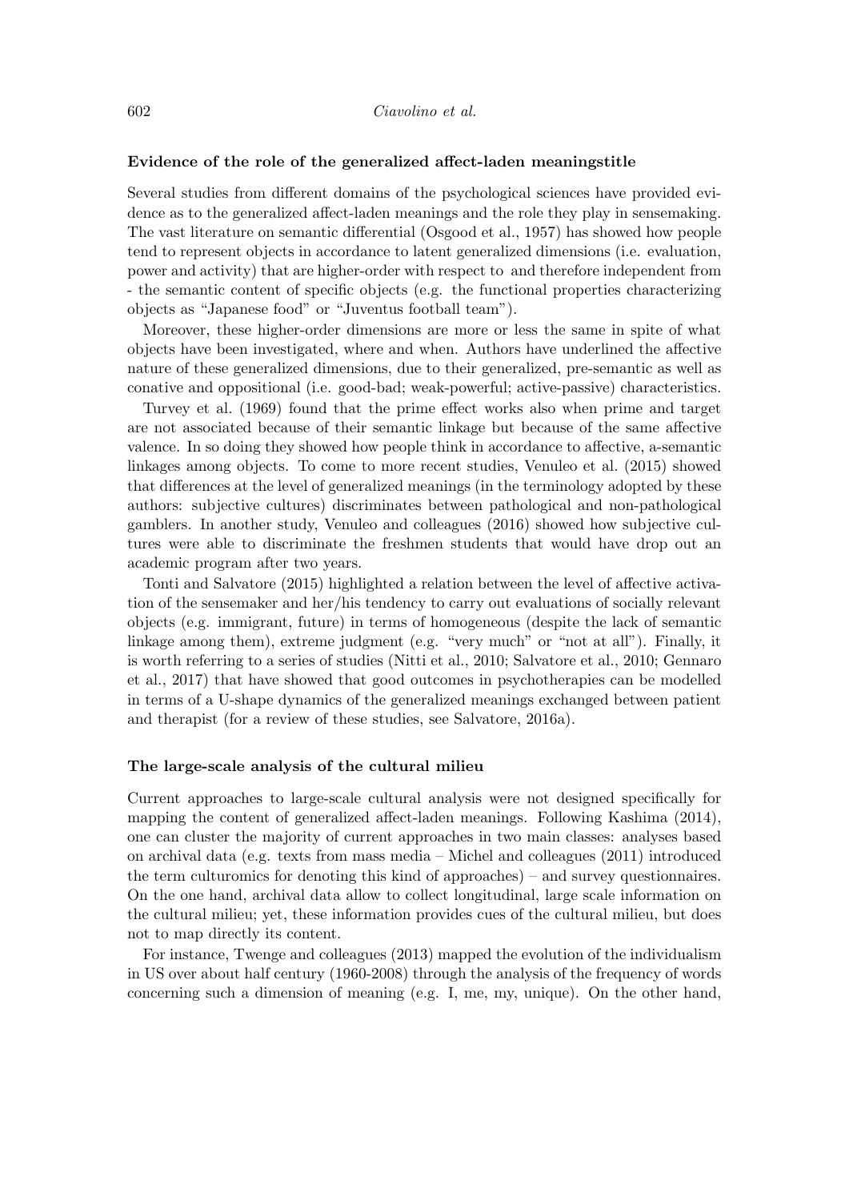#### Evidence of the role of the generalized affect-laden meaningstitle

Several studies from different domains of the psychological sciences have provided evidence as to the generalized affect-laden meanings and the role they play in sensemaking. The vast literature on semantic differential (Osgood et al., 1957) has showed how people tend to represent objects in accordance to latent generalized dimensions (i.e. evaluation, power and activity) that are higher-order with respect to and therefore independent from - the semantic content of specific objects (e.g. the functional properties characterizing objects as "Japanese food" or "Juventus football team").

Moreover, these higher-order dimensions are more or less the same in spite of what objects have been investigated, where and when. Authors have underlined the affective nature of these generalized dimensions, due to their generalized, pre-semantic as well as conative and oppositional (i.e. good-bad; weak-powerful; active-passive) characteristics.

Turvey et al. (1969) found that the prime effect works also when prime and target are not associated because of their semantic linkage but because of the same affective valence. In so doing they showed how people think in accordance to affective, a-semantic linkages among objects. To come to more recent studies, Venuleo et al. (2015) showed that differences at the level of generalized meanings (in the terminology adopted by these authors: subjective cultures) discriminates between pathological and non-pathological gamblers. In another study, Venuleo and colleagues (2016) showed how subjective cultures were able to discriminate the freshmen students that would have drop out an academic program after two years.

Tonti and Salvatore (2015) highlighted a relation between the level of affective activation of the sensemaker and her/his tendency to carry out evaluations of socially relevant objects (e.g. immigrant, future) in terms of homogeneous (despite the lack of semantic linkage among them), extreme judgment (e.g. "very much" or "not at all"). Finally, it is worth referring to a series of studies (Nitti et al., 2010; Salvatore et al., 2010; Gennaro et al., 2017) that have showed that good outcomes in psychotherapies can be modelled in terms of a U-shape dynamics of the generalized meanings exchanged between patient and therapist (for a review of these studies, see Salvatore, 2016a).

#### The large-scale analysis of the cultural milieu

Current approaches to large-scale cultural analysis were not designed specifically for mapping the content of generalized affect-laden meanings. Following Kashima (2014), one can cluster the majority of current approaches in two main classes: analyses based on archival data (e.g. texts from mass media – Michel and colleagues (2011) introduced the term culturomics for denoting this kind of approaches) – and survey questionnaires. On the one hand, archival data allow to collect longitudinal, large scale information on the cultural milieu; yet, these information provides cues of the cultural milieu, but does not to map directly its content.

For instance, Twenge and colleagues (2013) mapped the evolution of the individualism in US over about half century (1960-2008) through the analysis of the frequency of words concerning such a dimension of meaning (e.g. I, me, my, unique). On the other hand,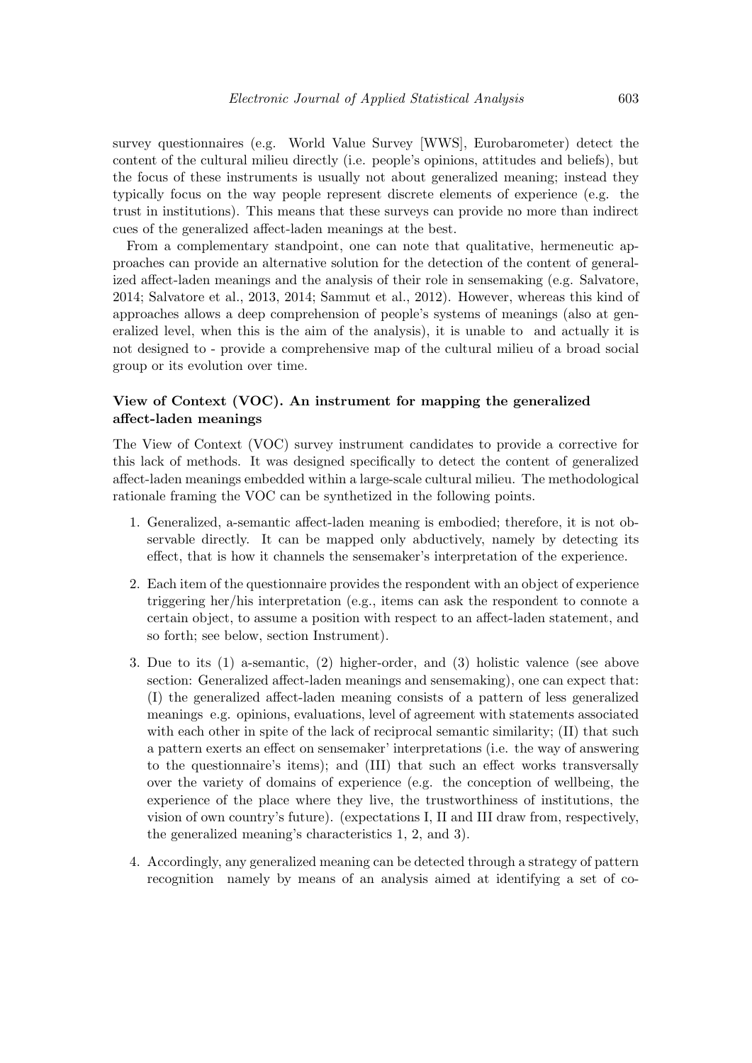survey questionnaires (e.g. World Value Survey [WWS], Eurobarometer) detect the content of the cultural milieu directly (i.e. people's opinions, attitudes and beliefs), but the focus of these instruments is usually not about generalized meaning; instead they typically focus on the way people represent discrete elements of experience (e.g. the trust in institutions). This means that these surveys can provide no more than indirect cues of the generalized affect-laden meanings at the best.

From a complementary standpoint, one can note that qualitative, hermeneutic approaches can provide an alternative solution for the detection of the content of generalized affect-laden meanings and the analysis of their role in sensemaking (e.g. Salvatore, 2014; Salvatore et al., 2013, 2014; Sammut et al., 2012). However, whereas this kind of approaches allows a deep comprehension of people's systems of meanings (also at generalized level, when this is the aim of the analysis), it is unable to and actually it is not designed to - provide a comprehensive map of the cultural milieu of a broad social group or its evolution over time.

### View of Context (VOC). An instrument for mapping the generalized affect-laden meanings

The View of Context (VOC) survey instrument candidates to provide a corrective for this lack of methods. It was designed specifically to detect the content of generalized affect-laden meanings embedded within a large-scale cultural milieu. The methodological rationale framing the VOC can be synthetized in the following points.

1. Generalized, a-semantic affect-laden meaning is embodied; therefore, it is not observable directly. It can be mapped only abductively, namely by detecting its effect, that is how it channels the sensemaker's interpretation of the experience.

2. Each item of the questionnaire provides the respondent with an object of experience triggering her/his interpretation (e.g., items can ask the respondent to connote a certain object, to assume a position with respect to an affect-laden statement, and so forth; see below, section Instrument).

3. Due to its (1) a-semantic, (2) higher-order, and (3) holistic valence (see above section: Generalized affect-laden meanings and sensemaking), one can expect that: (I) the generalized affect-laden meaning consists of a pattern of less generalized meanings e.g. opinions, evaluations, level of agreement with statements associated with each other in spite of the lack of reciprocal semantic similarity; (II) that such a pattern exerts an effect on sensemaker' interpretations (i.e. the way of answering to the questionnaire's items); and (III) that such an effect works transversally over the variety of domains of experience (e.g. the conception of wellbeing, the experience of the place where they live, the trustworthiness of institutions, the vision of own country's future). (expectations I, II and III draw from, respectively, the generalized meaning's characteristics 1, 2, and 3).

4. Accordingly, any generalized meaning can be detected through a strategy of pattern recognition namely by means of an analysis aimed at identifying a set of co-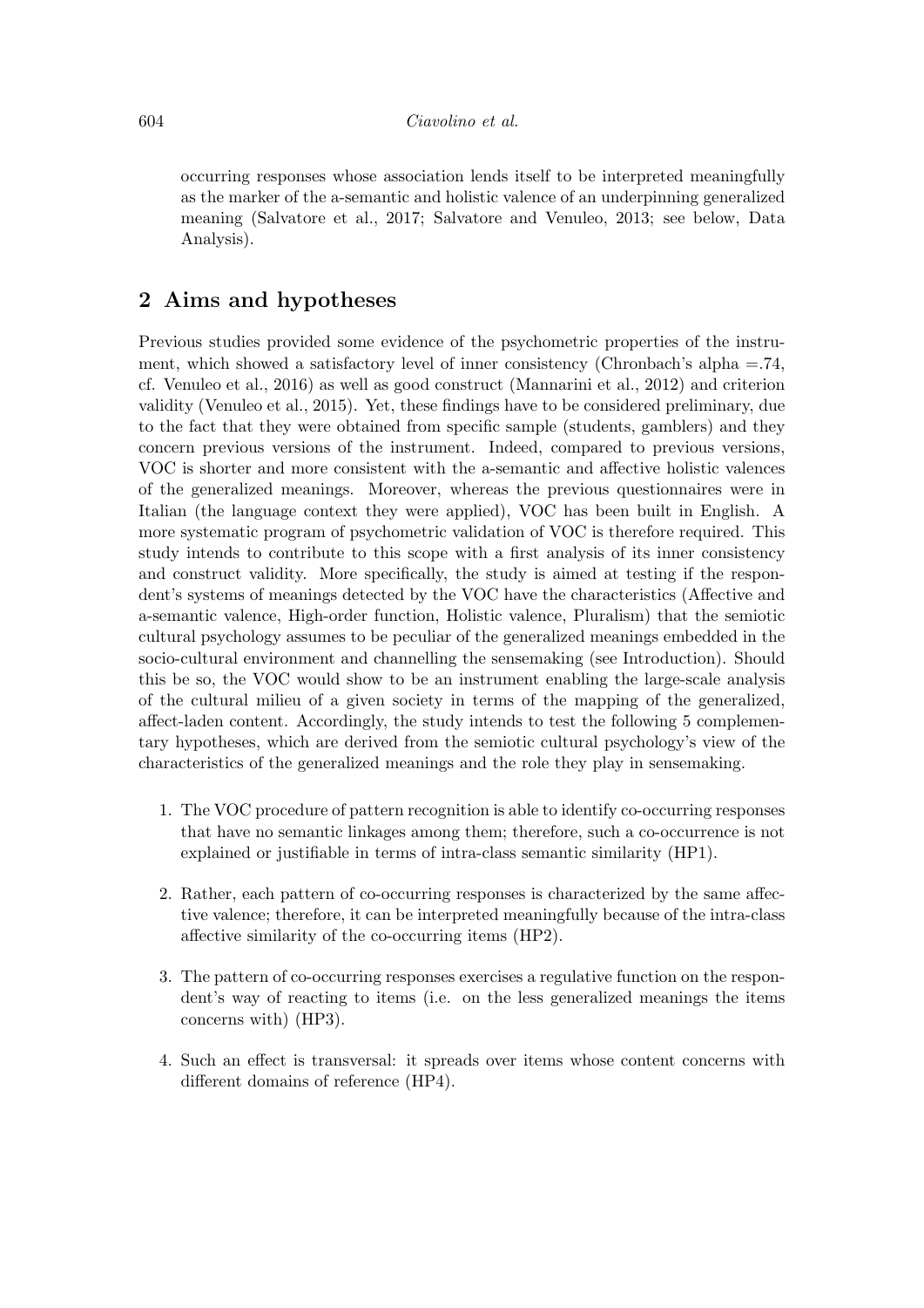occurring responses whose association lends itself to be interpreted meaningfully as the marker of the a-semantic and holistic valence of an underpinning generalized meaning (Salvatore et al., 2017; Salvatore and Venuleo, 2013; see below, Data Analysis).

## 2 Aims and hypotheses

Previous studies provided some evidence of the psychometric properties of the instrument, which showed a satisfactory level of inner consistency (Chronbach's alpha =.74, cf. Venuleo et al., 2016) as well as good construct (Mannarini et al., 2012) and criterion validity (Venuleo et al., 2015). Yet, these findings have to be considered preliminary, due to the fact that they were obtained from specific sample (students, gamblers) and they concern previous versions of the instrument. Indeed, compared to previous versions, VOC is shorter and more consistent with the a-semantic and affective holistic valences of the generalized meanings. Moreover, whereas the previous questionnaires were in Italian (the language context they were applied), VOC has been built in English. A more systematic program of psychometric validation of VOC is therefore required. This study intends to contribute to this scope with a first analysis of its inner consistency and construct validity. More specifically, the study is aimed at testing if the respondent's systems of meanings detected by the VOC have the characteristics (Affective and a-semantic valence, High-order function, Holistic valence, Pluralism) that the semiotic cultural psychology assumes to be peculiar of the generalized meanings embedded in the socio-cultural environment and channelling the sensemaking (see Introduction). Should this be so, the VOC would show to be an instrument enabling the large-scale analysis of the cultural milieu of a given society in terms of the mapping of the generalized, affect-laden content. Accordingly, the study intends to test the following 5 complementary hypotheses, which are derived from the semiotic cultural psychology's view of the characteristics of the generalized meanings and the role they play in sensemaking.

1. The VOC procedure of pattern recognition is able to identify co-occurring responses that have no semantic linkages among them; therefore, such a co-occurrence is not explained or justifiable in terms of intra-class semantic similarity (HP1).

2. Rather, each pattern of co-occurring responses is characterized by the same affective valence; therefore, it can be interpreted meaningfully because of the intra-class affective similarity of the co-occurring items (HP2).

3. The pattern of co-occurring responses exercises a regulative function on the respondent's way of reacting to items (i.e. on the less generalized meanings the items concerns with) (HP3).

4. Such an effect is transversal: it spreads over items whose content concerns with different domains of reference (HP4).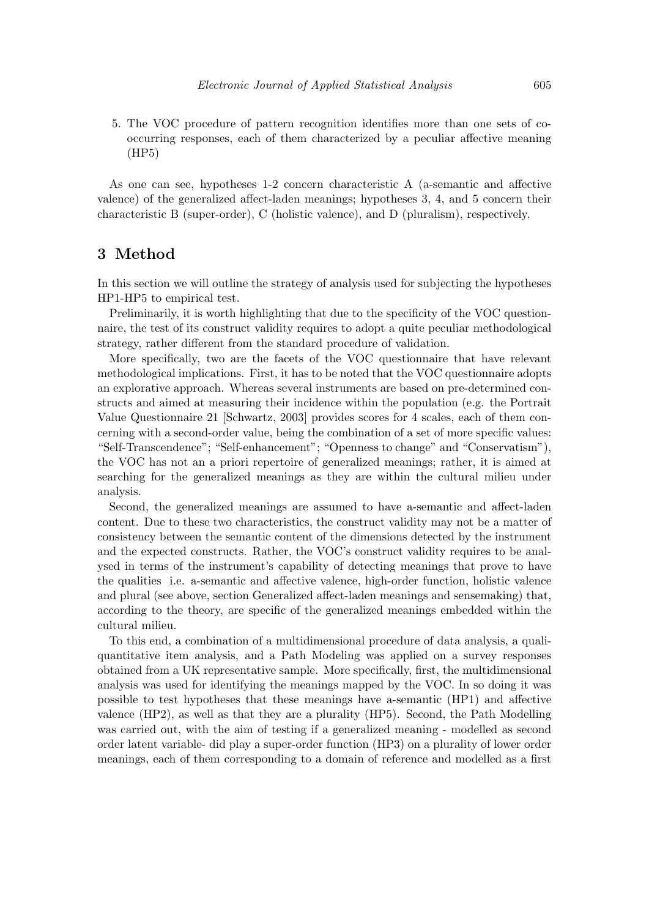5. The VOC procedure of pattern recognition identifies more than one sets of co-occurring responses, each of them characterized by a peculiar affective meaning (HP5)

As one can see, hypotheses 1-2 concern characteristic A (a-semantic and affective valence) of the generalized affect-laden meanings; hypotheses 3, 4, and 5 concern their characteristic B (super-order), C (holistic valence), and D (pluralism), respectively.

## 3 Method

In this section we will outline the strategy of analysis used for subjecting the hypotheses HP1-HP5 to empirical test.

Preliminarily, it is worth highlighting that due to the specificity of the VOC questionnaire, the test of its construct validity requires to adopt a quite peculiar methodological strategy, rather different from the standard procedure of validation.

More specifically, two are the facets of the VOC questionnaire that have relevant methodological implications. First, it has to be noted that the VOC questionnaire adopts an explorative approach. Whereas several instruments are based on pre-determined constructs and aimed at measuring their incidence within the population (e.g. the Portrait Value Questionnaire 21 [Schwartz, 2003] provides scores for 4 scales, each of them concerning with a second-order value, being the combination of a set of more specific values: "Self-Transcendence"; "Self-enhancement"; "Openness to change" and "Conservatism"), the VOC has not an a priori repertoire of generalized meanings; rather, it is aimed at searching for the generalized meanings as they are within the cultural milieu under analysis.

Second, the generalized meanings are assumed to have a-semantic and affect-laden content. Due to these two characteristics, the construct validity may not be a matter of consistency between the semantic content of the dimensions detected by the instrument and the expected constructs. Rather, the VOC's construct validity requires to be analysed in terms of the instrument's capability of detecting meanings that prove to have the qualities i.e. a-semantic and affective valence, high-order function, holistic valence and plural (see above, section Generalized affect-laden meanings and sensemaking) that, according to the theory, are specific of the generalized meanings embedded within the cultural milieu.

To this end, a combination of a multidimensional procedure of data analysis, a quali-quantitative item analysis, and a Path Modeling was applied on a survey responses obtained from a UK representative sample. More specifically, first, the multidimensional analysis was used for identifying the meanings mapped by the VOC. In so doing it was possible to test hypotheses that these meanings have a-semantic (HP1) and affective valence (HP2), as well as that they are a plurality (HP5). Second, the Path Modelling was carried out, with the aim of testing if a generalized meaning - modelled as second order latent variable- did play a super-order function (HP3) on a plurality of lower order meanings, each of them corresponding to a domain of reference and modelled as a first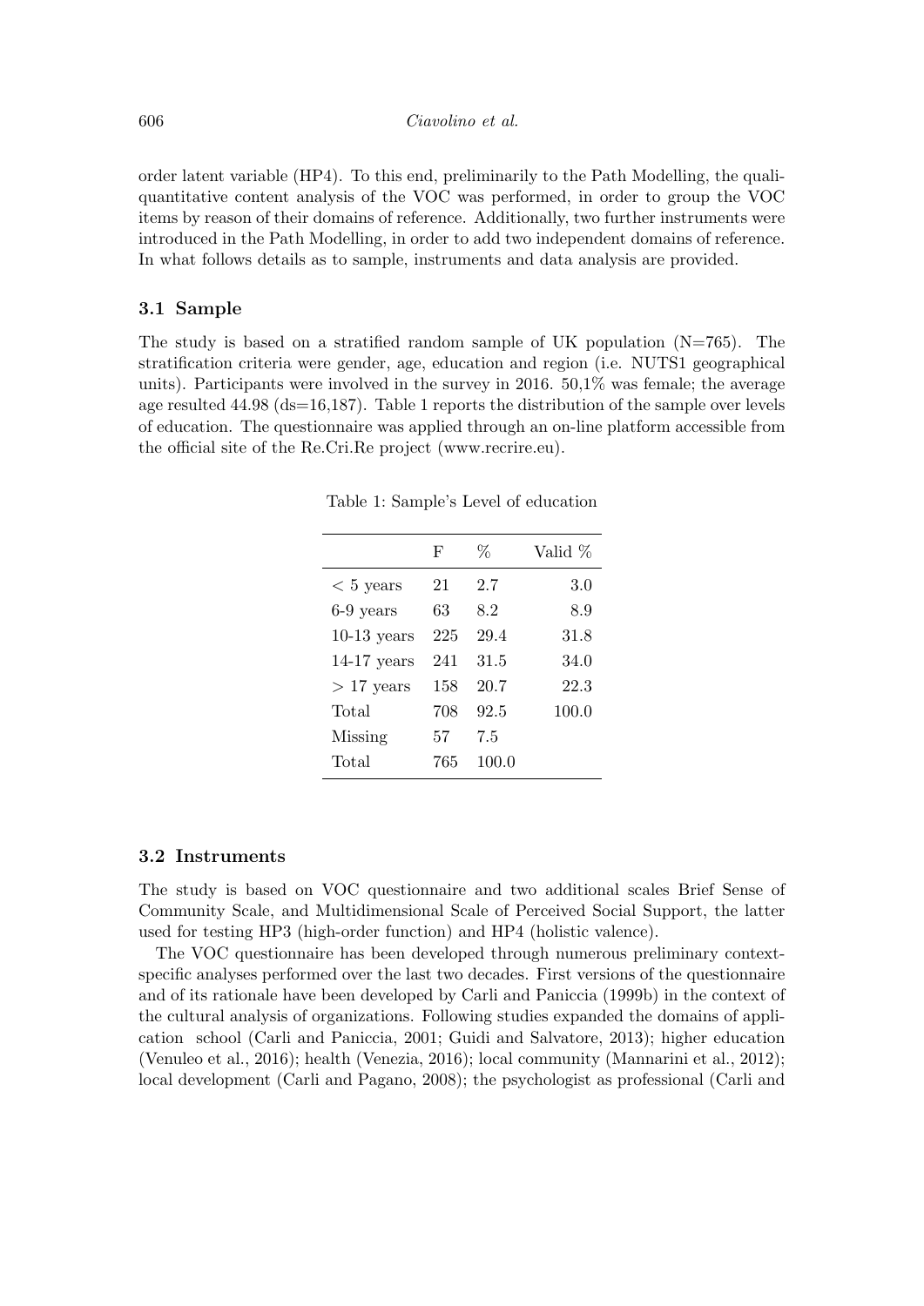order latent variable (HP4). To this end, preliminarily to the Path Modelling, the quali-quantitative content analysis of the VOC was performed, in order to group the VOC items by reason of their domains of reference. Additionally, two further instruments were introduced in the Path Modelling, in order to add two independent domains of reference. In what follows details as to sample, instruments and data analysis are provided.

### 3.1 Sample

The study is based on a stratified random sample of UK population (N=765). The stratification criteria were gender, age, education and region (i.e. NUTS1 geographical units). Participants were involved in the survey in 2016. 50,1% was female; the average age resulted 44.98 (ds=16,187). Table 1 reports the distribution of the sample over levels of education. The questionnaire was applied through an on-line platform accessible from the official site of the Re.Cri.Re project (www.recrire.eu).

Table 1: Sample's Level of education

| | F | % | Valid % |
|---|---|---|---|
| < 5 years | 21 | 2.7 | 3.0 |
| 6-9 years | 63 | 8.2 | 8.9 |
| 10-13 years | 225 | 29.4 | 31.8 |
| 14-17 years | 241 | 31.5 | 34.0 |
| > 17 years | 158 | 20.7 | 22.3 |
| Total | 708 | 92.5 | 100.0 |
| Missing | 57 | 7.5 | |
| Total | 765 | 100.0 | |

### 3.2 Instruments

The study is based on VOC questionnaire and two additional scales Brief Sense of Community Scale, and Multidimensional Scale of Perceived Social Support, the latter used for testing HP3 (high-order function) and HP4 (holistic valence).

The VOC questionnaire has been developed through numerous preliminary context-specific analyses performed over the last two decades. First versions of the questionnaire and of its rationale have been developed by Carli and Paniccia (1999b) in the context of the cultural analysis of organizations. Following studies expanded the domains of application school (Carli and Paniccia, 2001; Guidi and Salvatore, 2013); higher education (Venuleo et al., 2016); health (Venezia, 2016); local community (Mannarini et al., 2012); local development (Carli and Pagano, 2008); the psychologist as professional (Carli and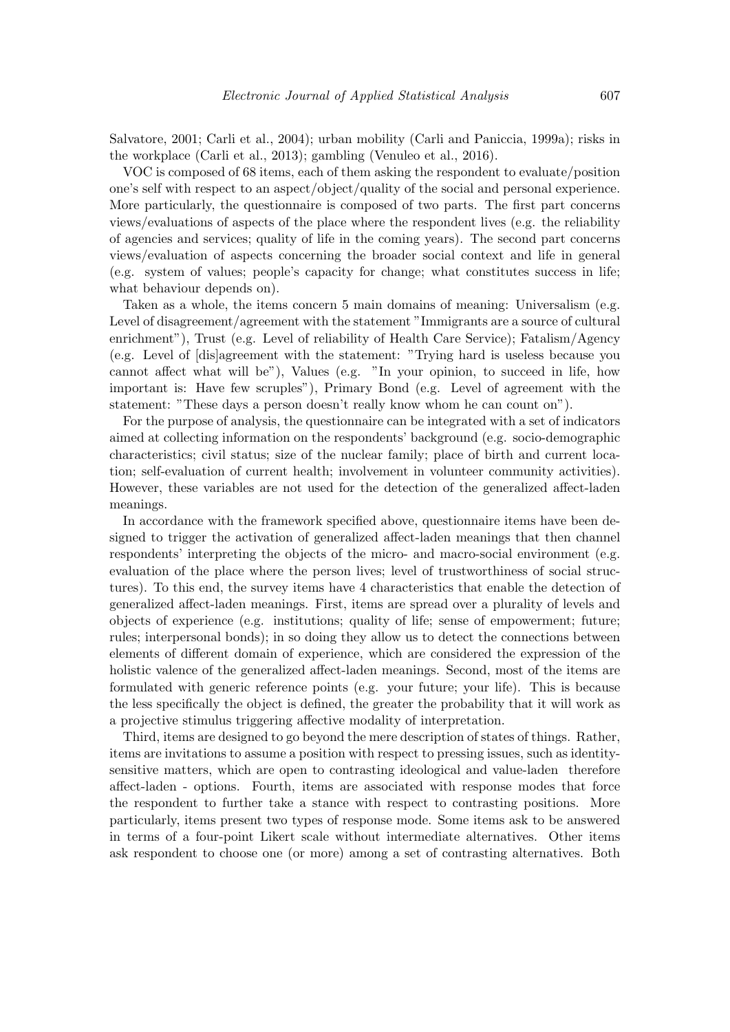Salvatore, 2001; Carli et al., 2004); urban mobility (Carli and Paniccia, 1999a); risks in the workplace (Carli et al., 2013); gambling (Venuleo et al., 2016).

VOC is composed of 68 items, each of them asking the respondent to evaluate/position one's self with respect to an aspect/object/quality of the social and personal experience. More particularly, the questionnaire is composed of two parts. The first part concerns views/evaluations of aspects of the place where the respondent lives (e.g. the reliability of agencies and services; quality of life in the coming years). The second part concerns views/evaluation of aspects concerning the broader social context and life in general (e.g. system of values; people's capacity for change; what constitutes success in life; what behaviour depends on).

Taken as a whole, the items concern 5 main domains of meaning: Universalism (e.g. Level of disagreement/agreement with the statement "Immigrants are a source of cultural enrichment"), Trust (e.g. Level of reliability of Health Care Service); Fatalism/Agency (e.g. Level of [dis]agreement with the statement: "Trying hard is useless because you cannot affect what will be"), Values (e.g. "In your opinion, to succeed in life, how important is: Have few scruples"), Primary Bond (e.g. Level of agreement with the statement: "These days a person doesn't really know whom he can count on").

For the purpose of analysis, the questionnaire can be integrated with a set of indicators aimed at collecting information on the respondents' background (e.g. socio-demographic characteristics; civil status; size of the nuclear family; place of birth and current location; self-evaluation of current health; involvement in volunteer community activities). However, these variables are not used for the detection of the generalized affect-laden meanings.

In accordance with the framework specified above, questionnaire items have been designed to trigger the activation of generalized affect-laden meanings that then channel respondents' interpreting the objects of the micro- and macro-social environment (e.g. evaluation of the place where the person lives; level of trustworthiness of social structures). To this end, the survey items have 4 characteristics that enable the detection of generalized affect-laden meanings. First, items are spread over a plurality of levels and objects of experience (e.g. institutions; quality of life; sense of empowerment; future; rules; interpersonal bonds); in so doing they allow us to detect the connections between elements of different domain of experience, which are considered the expression of the holistic valence of the generalized affect-laden meanings. Second, most of the items are formulated with generic reference points (e.g. your future; your life). This is because the less specifically the object is defined, the greater the probability that it will work as a projective stimulus triggering affective modality of interpretation.

Third, items are designed to go beyond the mere description of states of things. Rather, items are invitations to assume a position with respect to pressing issues, such as identity-sensitive matters, which are open to contrasting ideological and value-laden therefore affect-laden - options. Fourth, items are associated with response modes that force the respondent to further take a stance with respect to contrasting positions. More particularly, items present two types of response mode. Some items ask to be answered in terms of a four-point Likert scale without intermediate alternatives. Other items ask respondent to choose one (or more) among a set of contrasting alternatives. Both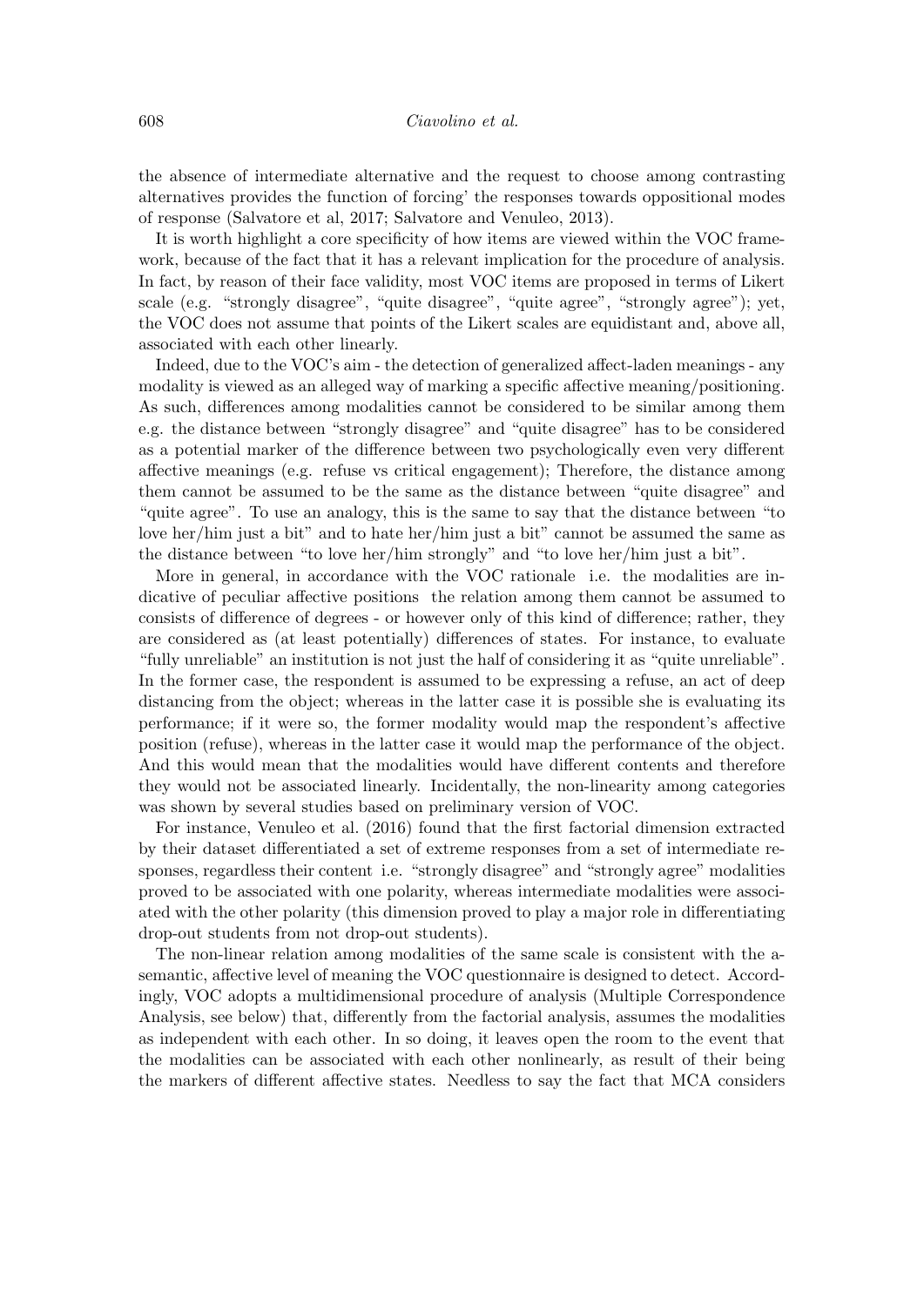the absence of intermediate alternative and the request to choose among contrasting alternatives provides the function of forcing' the responses towards oppositional modes of response (Salvatore et al, 2017; Salvatore and Venuleo, 2013).

It is worth highlight a core specificity of how items are viewed within the VOC framework, because of the fact that it has a relevant implication for the procedure of analysis. In fact, by reason of their face validity, most VOC items are proposed in terms of Likert scale (e.g. "strongly disagree", "quite disagree", "quite agree", "strongly agree"); yet, the VOC does not assume that points of the Likert scales are equidistant and, above all, associated with each other linearly.

Indeed, due to the VOC's aim - the detection of generalized affect-laden meanings - any modality is viewed as an alleged way of marking a specific affective meaning/positioning. As such, differences among modalities cannot be considered to be similar among them e.g. the distance between "strongly disagree" and "quite disagree" has to be considered as a potential marker of the difference between two psychologically even very different affective meanings (e.g. refuse vs critical engagement); Therefore, the distance among them cannot be assumed to be the same as the distance between "quite disagree" and "quite agree". To use an analogy, this is the same to say that the distance between "to love her/him just a bit" and to hate her/him just a bit" cannot be assumed the same as the distance between "to love her/him strongly" and "to love her/him just a bit".

More in general, in accordance with the VOC rationale i.e. the modalities are indicative of peculiar affective positions the relation among them cannot be assumed to consists of difference of degrees - or however only of this kind of difference; rather, they are considered as (at least potentially) differences of states. For instance, to evaluate "fully unreliable" an institution is not just the half of considering it as "quite unreliable". In the former case, the respondent is assumed to be expressing a refuse, an act of deep distancing from the object; whereas in the latter case it is possible she is evaluating its performance; if it were so, the former modality would map the respondent's affective position (refuse), whereas in the latter case it would map the performance of the object. And this would mean that the modalities would have different contents and therefore they would not be associated linearly. Incidentally, the non-linearity among categories was shown by several studies based on preliminary version of VOC.

For instance, Venuleo et al. (2016) found that the first factorial dimension extracted by their dataset differentiated a set of extreme responses from a set of intermediate responses, regardless their content i.e. "strongly disagree" and "strongly agree" modalities proved to be associated with one polarity, whereas intermediate modalities were associated with the other polarity (this dimension proved to play a major role in differentiating drop-out students from not drop-out students).

The non-linear relation among modalities of the same scale is consistent with the a-semantic, affective level of meaning the VOC questionnaire is designed to detect. Accordingly, VOC adopts a multidimensional procedure of analysis (Multiple Correspondence Analysis, see below) that, differently from the factorial analysis, assumes the modalities as independent with each other. In so doing, it leaves open the room to the event that the modalities can be associated with each other nonlinearly, as result of their being the markers of different affective states. Needless to say the fact that MCA considers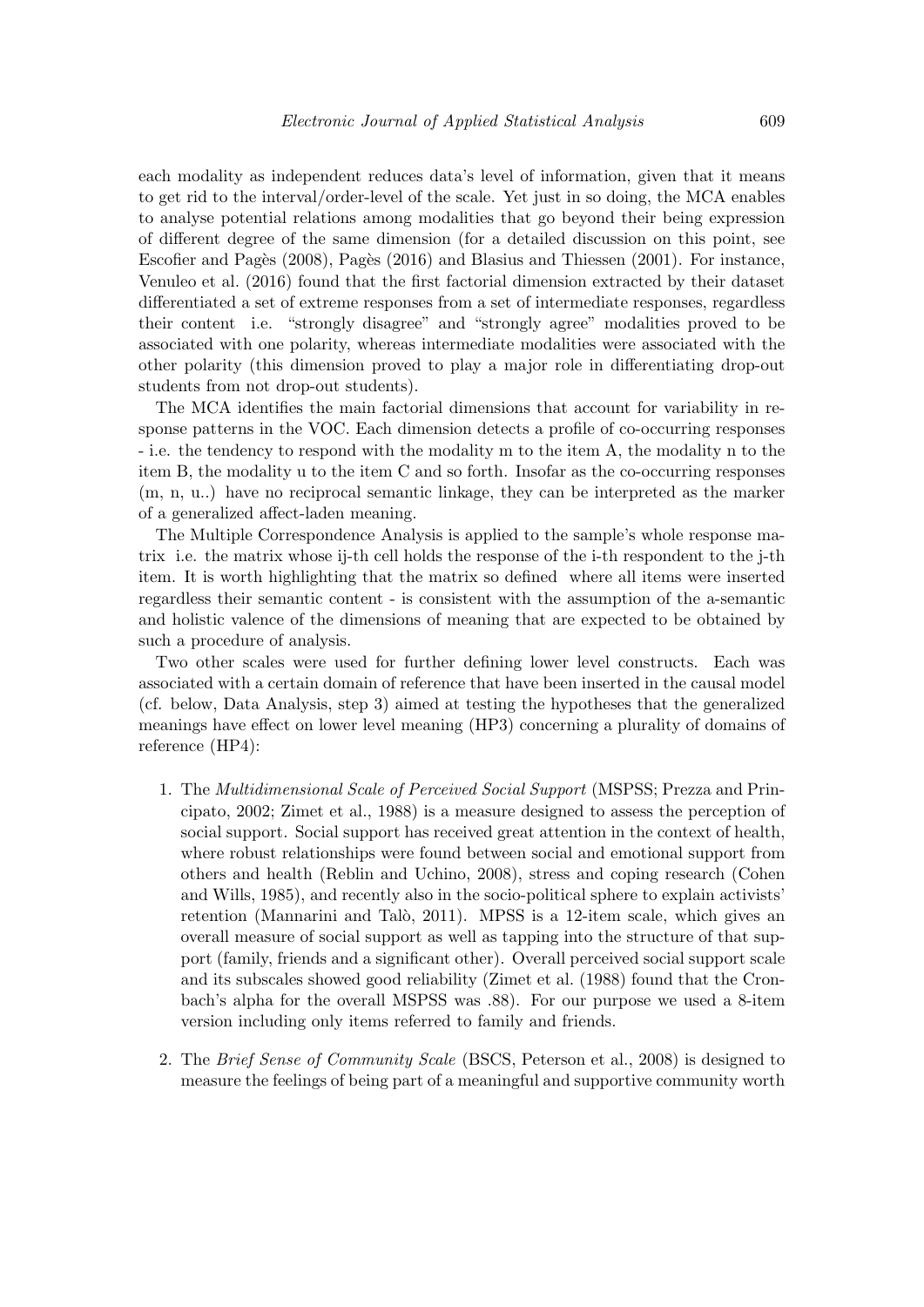each modality as independent reduces data's level of information, given that it means to get rid to the interval/order-level of the scale. Yet just in so doing, the MCA enables to analyse potential relations among modalities that go beyond their being expression of different degree of the same dimension (for a detailed discussion on this point, see Escofier and Pagès (2008), Pagès (2016) and Blasius and Thiessen (2001). For instance, Venuleo et al. (2016) found that the first factorial dimension extracted by their dataset differentiated a set of extreme responses from a set of intermediate responses, regardless their content i.e. "strongly disagree" and "strongly agree" modalities proved to be associated with one polarity, whereas intermediate modalities were associated with the other polarity (this dimension proved to play a major role in differentiating drop-out students from not drop-out students).

The MCA identifies the main factorial dimensions that account for variability in response patterns in the VOC. Each dimension detects a profile of co-occurring responses - i.e. the tendency to respond with the modality m to the item A, the modality n to the item B, the modality u to the item C and so forth. Insofar as the co-occurring responses (m, n, u..) have no reciprocal semantic linkage, they can be interpreted as the marker of a generalized affect-laden meaning.

The Multiple Correspondence Analysis is applied to the sample's whole response matrix i.e. the matrix whose ij-th cell holds the response of the i-th respondent to the j-th item. It is worth highlighting that the matrix so defined where all items were inserted regardless their semantic content - is consistent with the assumption of the a-semantic and holistic valence of the dimensions of meaning that are expected to be obtained by such a procedure of analysis.

Two other scales were used for further defining lower level constructs. Each was associated with a certain domain of reference that have been inserted in the causal model (cf. below, Data Analysis, step 3) aimed at testing the hypotheses that the generalized meanings have effect on lower level meaning (HP3) concerning a plurality of domains of reference (HP4):

1. The *Multidimensional Scale of Perceived Social Support* (MSPSS; Prezza and Principato, 2002; Zimet et al., 1988) is a measure designed to assess the perception of social support. Social support has received great attention in the context of health, where robust relationships were found between social and emotional support from others and health (Reblin and Uchino, 2008), stress and coping research (Cohen and Wills, 1985), and recently also in the socio-political sphere to explain activists' retention (Mannarini and Talò, 2011). MPSS is a 12-item scale, which gives an overall measure of social support as well as tapping into the structure of that support (family, friends and a significant other). Overall perceived social support scale and its subscales showed good reliability (Zimet et al. (1988) found that the Cronbach's alpha for the overall MSPSS was .88). For our purpose we used a 8-item version including only items referred to family and friends.

2. The *Brief Sense of Community Scale* (BSCS, Peterson et al., 2008) is designed to measure the feelings of being part of a meaningful and supportive community worth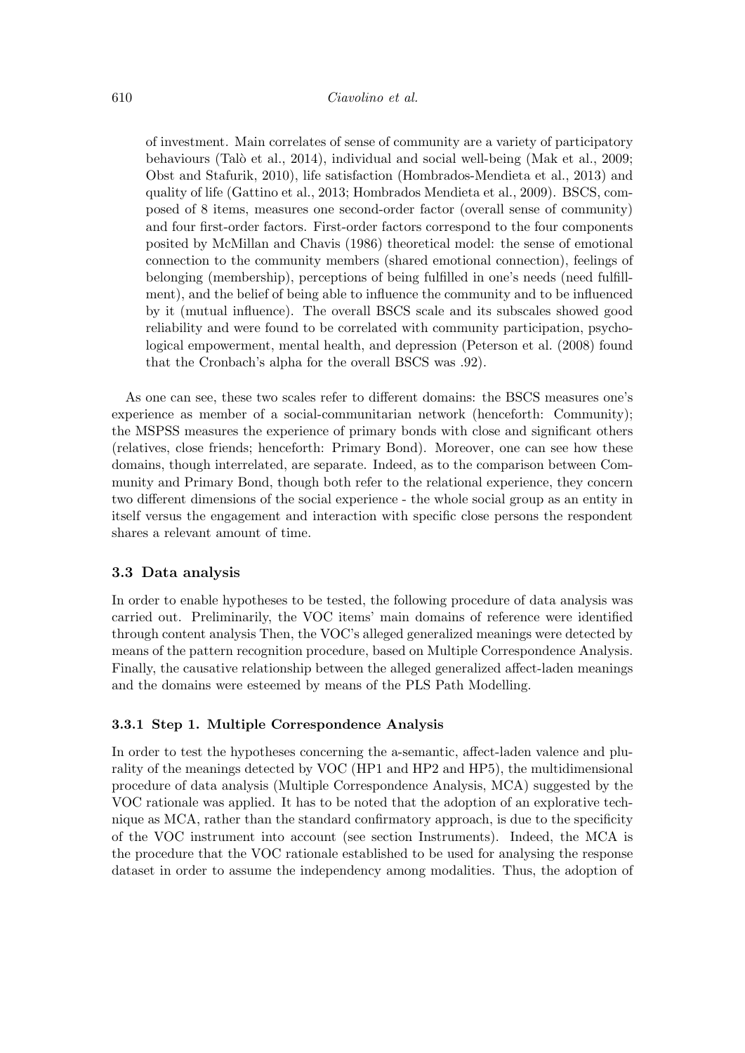of investment. Main correlates of sense of community are a variety of participatory behaviours (Talò et al., 2014), individual and social well-being (Mak et al., 2009; Obst and Stafurik, 2010), life satisfaction (Hombrados-Mendieta et al., 2013) and quality of life (Gattino et al., 2013; Hombrados Mendieta et al., 2009). BSCS, composed of 8 items, measures one second-order factor (overall sense of community) and four first-order factors. First-order factors correspond to the four components posited by McMillan and Chavis (1986) theoretical model: the sense of emotional connection to the community members (shared emotional connection), feelings of belonging (membership), perceptions of being fulfilled in one's needs (need fulfillment), and the belief of being able to influence the community and to be influenced by it (mutual influence). The overall BSCS scale and its subscales showed good reliability and were found to be correlated with community participation, psychological empowerment, mental health, and depression (Peterson et al. (2008) found that the Cronbach's alpha for the overall BSCS was .92).

As one can see, these two scales refer to different domains: the BSCS measures one's experience as member of a social-communitarian network (henceforth: Community); the MSPSS measures the experience of primary bonds with close and significant others (relatives, close friends; henceforth: Primary Bond). Moreover, one can see how these domains, though interrelated, are separate. Indeed, as to the comparison between Community and Primary Bond, though both refer to the relational experience, they concern two different dimensions of the social experience - the whole social group as an entity in itself versus the engagement and interaction with specific close persons the respondent shares a relevant amount of time.

### 3.3 Data analysis

In order to enable hypotheses to be tested, the following procedure of data analysis was carried out. Preliminarily, the VOC items' main domains of reference were identified through content analysis Then, the VOC's alleged generalized meanings were detected by means of the pattern recognition procedure, based on Multiple Correspondence Analysis. Finally, the causative relationship between the alleged generalized affect-laden meanings and the domains were esteemed by means of the PLS Path Modelling.

#### 3.3.1 Step 1. Multiple Correspondence Analysis

In order to test the hypotheses concerning the a-semantic, affect-laden valence and plurality of the meanings detected by VOC (HP1 and HP2 and HP5), the multidimensional procedure of data analysis (Multiple Correspondence Analysis, MCA) suggested by the VOC rationale was applied. It has to be noted that the adoption of an explorative technique as MCA, rather than the standard confirmatory approach, is due to the specificity of the VOC instrument into account (see section Instruments). Indeed, the MCA is the procedure that the VOC rationale established to be used for analysing the response dataset in order to assume the independency among modalities. Thus, the adoption of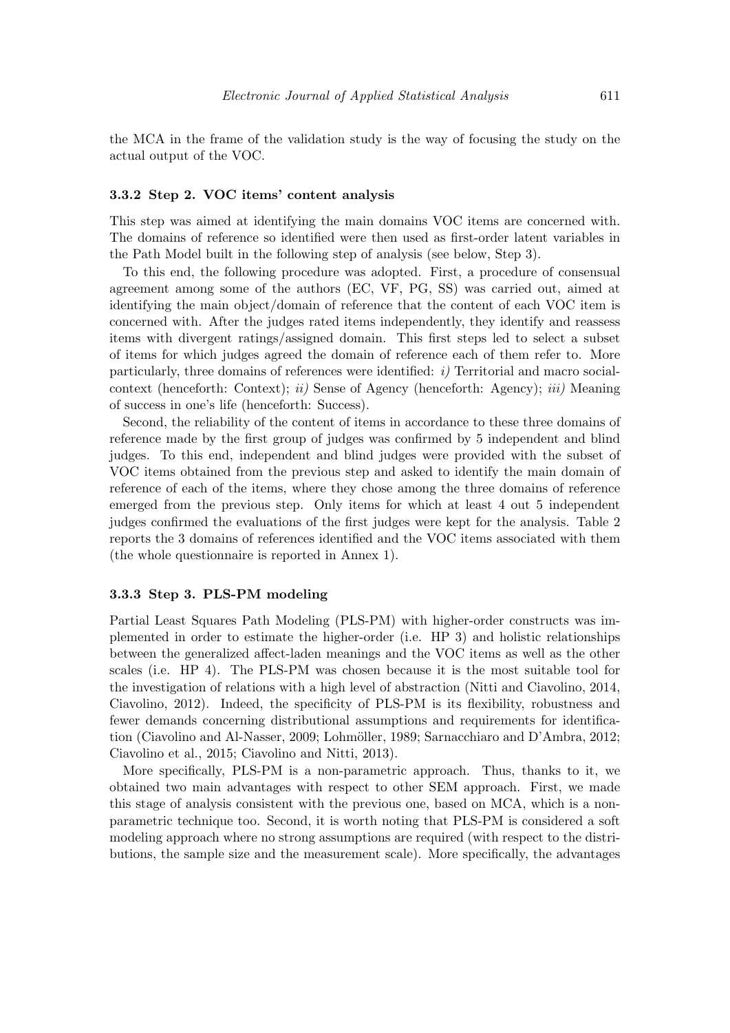the MCA in the frame of the validation study is the way of focusing the study on the actual output of the VOC.

### 3.3.2 Step 2. VOC items' content analysis

This step was aimed at identifying the main domains VOC items are concerned with. The domains of reference so identified were then used as first-order latent variables in the Path Model built in the following step of analysis (see below, Step 3).

To this end, the following procedure was adopted. First, a procedure of consensual agreement among some of the authors (EC, VF, PG, SS) was carried out, aimed at identifying the main object/domain of reference that the content of each VOC item is concerned with. After the judges rated items independently, they identify and reassess items with divergent ratings/assigned domain. This first steps led to select a subset of items for which judges agreed the domain of reference each of them refer to. More particularly, three domains of references were identified: *i)* Territorial and macro social-context (henceforth: Context); *ii)* Sense of Agency (henceforth: Agency); *iii)* Meaning of success in one's life (henceforth: Success).

Second, the reliability of the content of items in accordance to these three domains of reference made by the first group of judges was confirmed by 5 independent and blind judges. To this end, independent and blind judges were provided with the subset of VOC items obtained from the previous step and asked to identify the main domain of reference of each of the items, where they chose among the three domains of reference emerged from the previous step. Only items for which at least 4 out 5 independent judges confirmed the evaluations of the first judges were kept for the analysis. Table 2 reports the 3 domains of references identified and the VOC items associated with them (the whole questionnaire is reported in Annex 1).

### 3.3.3 Step 3. PLS-PM modeling

Partial Least Squares Path Modeling (PLS-PM) with higher-order constructs was implemented in order to estimate the higher-order (i.e. HP 3) and holistic relationships between the generalized affect-laden meanings and the VOC items as well as the other scales (i.e. HP 4). The PLS-PM was chosen because it is the most suitable tool for the investigation of relations with a high level of abstraction (Nitti and Ciavolino, 2014, Ciavolino, 2012). Indeed, the specificity of PLS-PM is its flexibility, robustness and fewer demands concerning distributional assumptions and requirements for identification (Ciavolino and Al-Nasser, 2009; Lohmöller, 1989; Sarnacchiaro and D'Ambra, 2012; Ciavolino et al., 2015; Ciavolino and Nitti, 2013).

More specifically, PLS-PM is a non-parametric approach. Thus, thanks to it, we obtained two main advantages with respect to other SEM approach. First, we made this stage of analysis consistent with the previous one, based on MCA, which is a non-parametric technique too. Second, it is worth noting that PLS-PM is considered a soft modeling approach where no strong assumptions are required (with respect to the distributions, the sample size and the measurement scale). More specifically, the advantages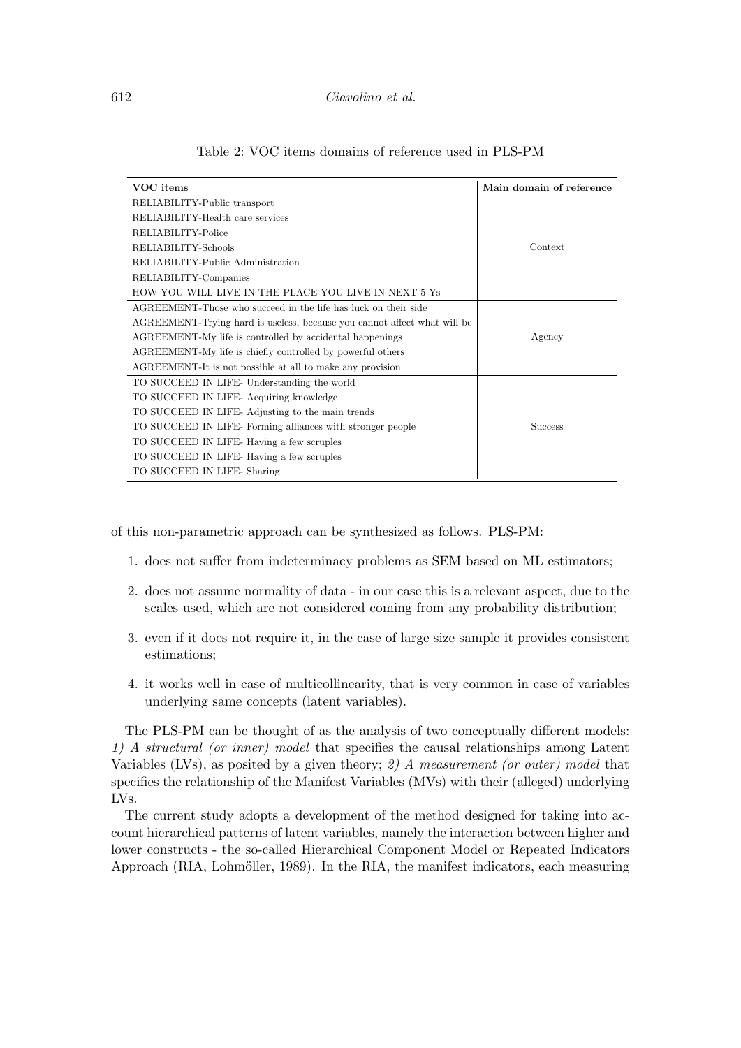Table 2: VOC items domains of reference used in PLS-PM

| VOC items | Main domain of reference |
|---|---|
| RELIABILITY-Public transport | Context |
| RELIABILITY-Health care services | |
| RELIABILITY-Police | |
| RELIABILITY-Schools | |
| RELIABILITY-Public Administration | |
| RELIABILITY-Companies | |
| HOW YOU WILL LIVE IN THE PLACE YOU LIVE IN NEXT 5 Ys | |
| AGREEMENT-Those who succeed in the life has luck on their side | Agency |
| AGREEMENT-Trying hard is useless, because you cannot affect what will be | |
| AGREEMENT-My life is controlled by accidental happenings | |
| AGREEMENT-My life is chiefly controlled by powerful others | |
| AGREEMENT-It is not possible at all to make any provision | |
| TO SUCCEED IN LIFE- Understanding the world | Success |
| TO SUCCEED IN LIFE- Acquiring knowledge | |
| TO SUCCEED IN LIFE- Adjusting to the main trends | |
| TO SUCCEED IN LIFE- Forming alliances with stronger people | |
| TO SUCCEED IN LIFE- Having a few scruples | |
| TO SUCCEED IN LIFE- Having a few scruples | |
| TO SUCCEED IN LIFE- Sharing | |

of this non-parametric approach can be synthesized as follows. PLS-PM:

1. does not suffer from indeterminacy problems as SEM based on ML estimators;
2. does not assume normality of data - in our case this is a relevant aspect, due to the scales used, which are not considered coming from any probability distribution;
3. even if it does not require it, in the case of large size sample it provides consistent estimations;
4. it works well in case of multicollinearity, that is very common in case of variables underlying same concepts (latent variables).

The PLS-PM can be thought of as the analysis of two conceptually different models: *1) A structural (or inner) model* that specifies the causal relationships among Latent Variables (LVs), as posited by a given theory; *2) A measurement (or outer) model* that specifies the relationship of the Manifest Variables (MVs) with their (alleged) underlying LVs.

The current study adopts a development of the method designed for taking into account hierarchical patterns of latent variables, namely the interaction between higher and lower constructs - the so-called Hierarchical Component Model or Repeated Indicators Approach (RIA, Lohmöller, 1989). In the RIA, the manifest indicators, each measuring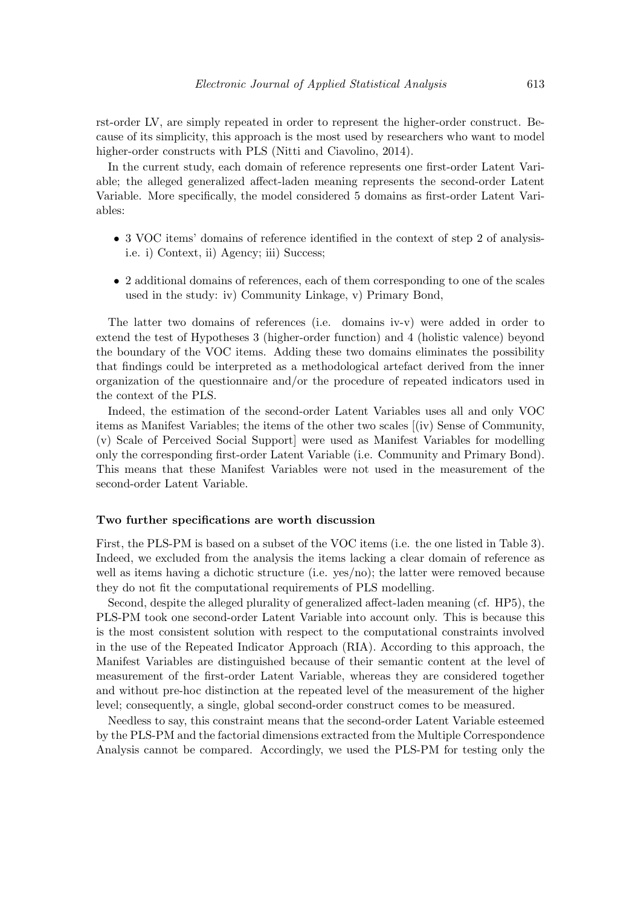rst-order LV, are simply repeated in order to represent the higher-order construct. Because of its simplicity, this approach is the most used by researchers who want to model higher-order constructs with PLS (Nitti and Ciavolino, 2014).

In the current study, each domain of reference represents one first-order Latent Variable; the alleged generalized affect-laden meaning represents the second-order Latent Variable. More specifically, the model considered 5 domains as first-order Latent Variables:

- 3 VOC items' domains of reference identified in the context of step 2 of analysis- i.e. i) Context, ii) Agency; iii) Success;
- 2 additional domains of references, each of them corresponding to one of the scales used in the study: iv) Community Linkage, v) Primary Bond,

The latter two domains of references (i.e. domains iv-v) were added in order to extend the test of Hypotheses 3 (higher-order function) and 4 (holistic valence) beyond the boundary of the VOC items. Adding these two domains eliminates the possibility that findings could be interpreted as a methodological artefact derived from the inner organization of the questionnaire and/or the procedure of repeated indicators used in the context of the PLS.

Indeed, the estimation of the second-order Latent Variables uses all and only VOC items as Manifest Variables; the items of the other two scales [(iv) Sense of Community, (v) Scale of Perceived Social Support] were used as Manifest Variables for modelling only the corresponding first-order Latent Variable (i.e. Community and Primary Bond). This means that these Manifest Variables were not used in the measurement of the second-order Latent Variable.

**Two further specifications are worth discussion**

First, the PLS-PM is based on a subset of the VOC items (i.e. the one listed in Table 3). Indeed, we excluded from the analysis the items lacking a clear domain of reference as well as items having a dichotic structure (i.e. yes/no); the latter were removed because they do not fit the computational requirements of PLS modelling.

Second, despite the alleged plurality of generalized affect-laden meaning (cf. HP5), the PLS-PM took one second-order Latent Variable into account only. This is because this is the most consistent solution with respect to the computational constraints involved in the use of the Repeated Indicator Approach (RIA). According to this approach, the Manifest Variables are distinguished because of their semantic content at the level of measurement of the first-order Latent Variable, whereas they are considered together and without pre-hoc distinction at the repeated level of the measurement of the higher level; consequently, a single, global second-order construct comes to be measured.

Needless to say, this constraint means that the second-order Latent Variable esteemed by the PLS-PM and the factorial dimensions extracted from the Multiple Correspondence Analysis cannot be compared. Accordingly, we used the PLS-PM for testing only the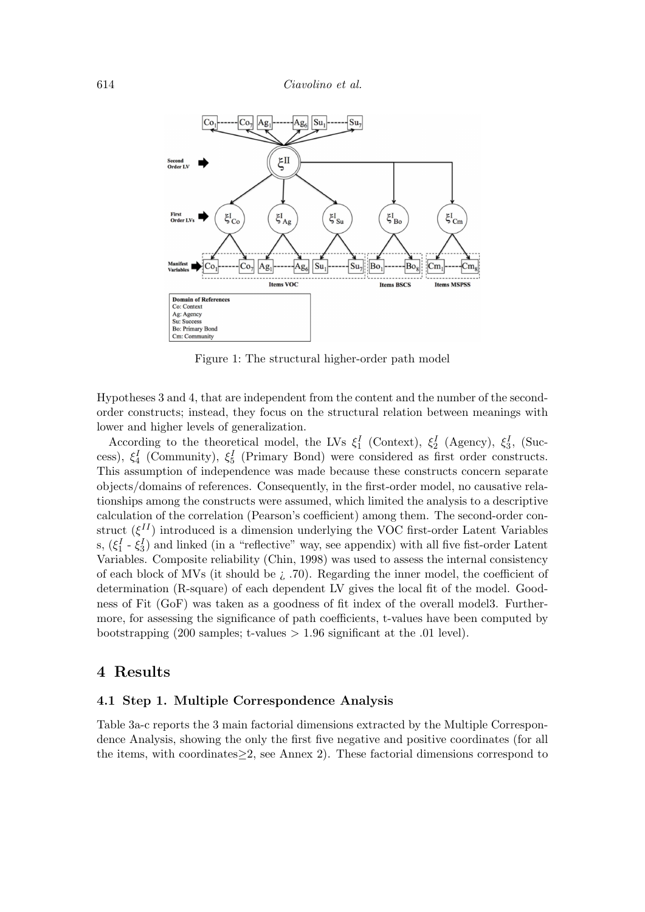Figure 1: The structural higher-order path model

Hypotheses 3 and 4, that are independent from the content and the number of the second-order constructs; instead, they focus on the structural relation between meanings with lower and higher levels of generalization.

According to the theoretical model, the LVs $\xi_1^I$ (Context), $\xi_2^I$ (Agency), $\xi_3^I$, (Success), $\xi_4^I$ (Community), $\xi_5^I$ (Primary Bond) were considered as first order constructs. This assumption of independence was made because these constructs concern separate objects/domains of references. Consequently, in the first-order model, no causative relationships among the constructs were assumed, which limited the analysis to a descriptive calculation of the correlation (Pearson's coefficient) among them. The second-order construct ($\xi^{II}$) introduced is a dimension underlying the VOC first-order Latent Variables s, ($\xi_1^I$ - $\xi_3^I$) and linked (in a "reflective" way, see appendix) with all five fist-order Latent Variables. Composite reliability (Chin, 1998) was used to assess the internal consistency of each block of MVs (it should be ¿ .70). Regarding the inner model, the coefficient of determination (R-square) of each dependent LV gives the local fit of the model. Goodness of Fit (GoF) was taken as a goodness of fit index of the overall model3. Furthermore, for assessing the significance of path coefficients, t-values have been computed by bootstrapping (200 samples; t-values > 1.96 significant at the .01 level).

# 4 Results

## 4.1 Step 1. Multiple Correspondence Analysis

Table 3a-c reports the 3 main factorial dimensions extracted by the Multiple Correspondence Analysis, showing the only the first five negative and positive coordinates (for all the items, with coordinates≥2, see Annex 2). These factorial dimensions correspond to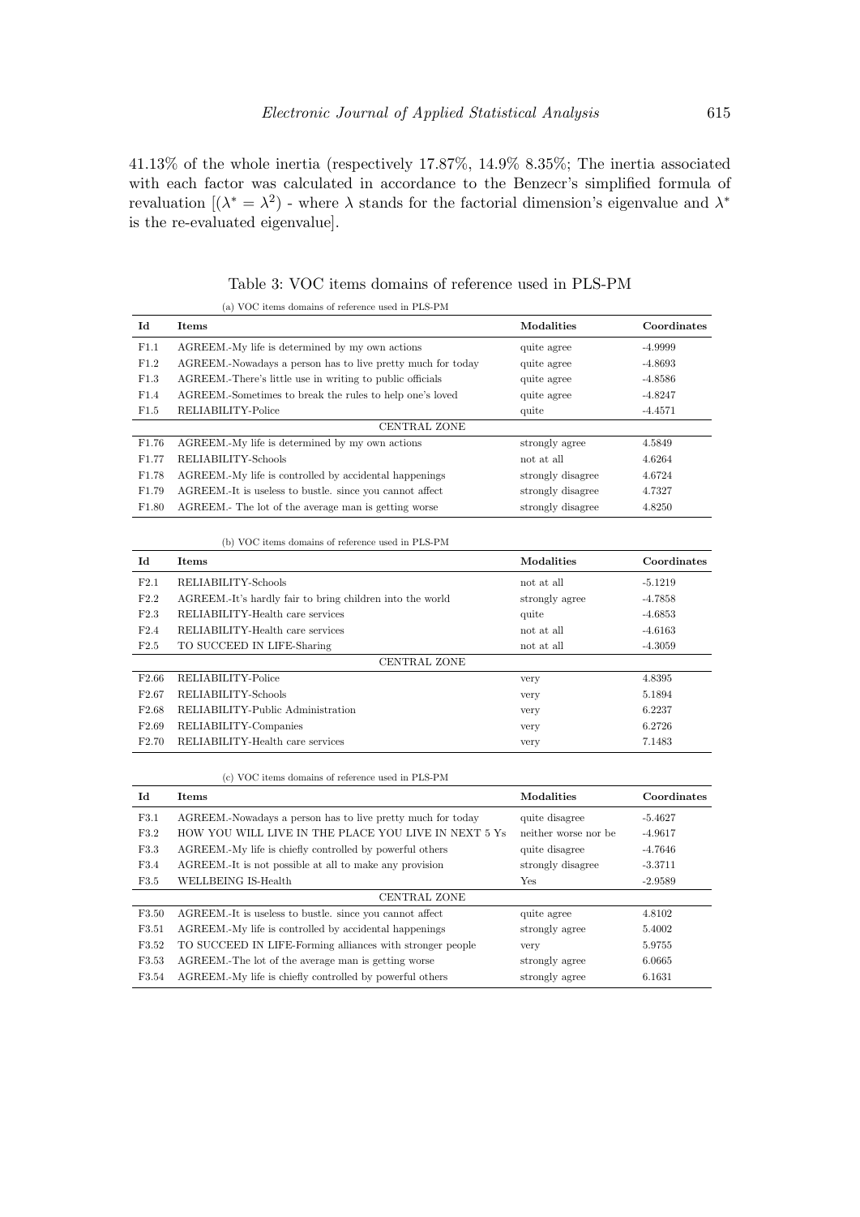41.13% of the whole inertia (respectively 17.87%, 14.9% 8.35%; The inertia associated with each factor was calculated in accordance to the Benzecr's simplified formula of revaluation [($\lambda^* = \lambda^2$) - where $\lambda$ stands for the factorial dimension's eigenvalue and $\lambda^*$ is the re-evaluated eigenvalue].

Table 3: VOC items domains of reference used in PLS-PM

(a) VOC items domains of reference used in PLS-PM

| Id | Items | Modalities | Coordinates |
|---|---|---|---|
| F1.1 | AGREEM.-My life is determined by my own actions | quite agree | -4.9999 |
| F1.2 | AGREEM.-Nowadays a person has to live pretty much for today | quite agree | -4.8693 |
| F1.3 | AGREEM.-There's little use in writing to public officials | quite agree | -4.8586 |
| F1.4 | AGREEM.-Sometimes to break the rules to help one's loved | quite agree | -4.8247 |
| F1.5 | RELIABILITY-Police | quite | -4.4571 |
| | CENTRAL ZONE | | |
| F1.76 | AGREEM.-My life is determined by my own actions | strongly agree | 4.5849 |
| F1.77 | RELIABILITY-Schools | not at all | 4.6264 |
| F1.78 | AGREEM.-My life is controlled by accidental happenings | strongly disagree | 4.6724 |
| F1.79 | AGREEM.-It is useless to bustle. since you cannot affect | strongly disagree | 4.7327 |
| F1.80 | AGREEM.- The lot of the average man is getting worse | strongly disagree | 4.8250 |

(b) VOC items domains of reference used in PLS-PM

| Id | Items | Modalities | Coordinates |
|---|---|---|---|
| F2.1 | RELIABILITY-Schools | not at all | -5.1219 |
| F2.2 | AGREEM.-It's hardly fair to bring children into the world | strongly agree | -4.7858 |
| F2.3 | RELIABILITY-Health care services | quite | -4.6853 |
| F2.4 | RELIABILITY-Health care services | not at all | -4.6163 |
| F2.5 | TO SUCCEED IN LIFE-Sharing | not at all | -4.3059 |
| | CENTRAL ZONE | | |
| F2.66 | RELIABILITY-Police | very | 4.8395 |
| F2.67 | RELIABILITY-Schools | very | 5.1894 |
| F2.68 | RELIABILITY-Public Administration | very | 6.2237 |
| F2.69 | RELIABILITY-Companies | very | 6.2726 |
| F2.70 | RELIABILITY-Health care services | very | 7.1483 |

(c) VOC items domains of reference used in PLS-PM

| Id | Items | Modalities | Coordinates |
|---|---|---|---|
| F3.1 | AGREEM.-Nowadays a person has to live pretty much for today | quite disagree | -5.4627 |
| F3.2 | HOW YOU WILL LIVE IN THE PLACE YOU LIVE IN NEXT 5 Ys | neither worse nor be | -4.9617 |
| F3.3 | AGREEM.-My life is chiefly controlled by powerful others | quite disagree | -4.7646 |
| F3.4 | AGREEM.-It is not possible at all to make any provision | strongly disagree | -3.3711 |
| F3.5 | WELLBEING IS-Health | Yes | -2.9589 |
| | CENTRAL ZONE | | |
| F3.50 | AGREEM.-It is useless to bustle. since you cannot affect | quite agree | 4.8102 |
| F3.51 | AGREEM.-My life is controlled by accidental happenings | strongly agree | 5.4002 |
| F3.52 | TO SUCCEED IN LIFE-Forming alliances with stronger people | very | 5.9755 |
| F3.53 | AGREEM.-The lot of the average man is getting worse | strongly agree | 6.0665 |
| F3.54 | AGREEM.-My life is chiefly controlled by powerful others | strongly agree | 6.1631 |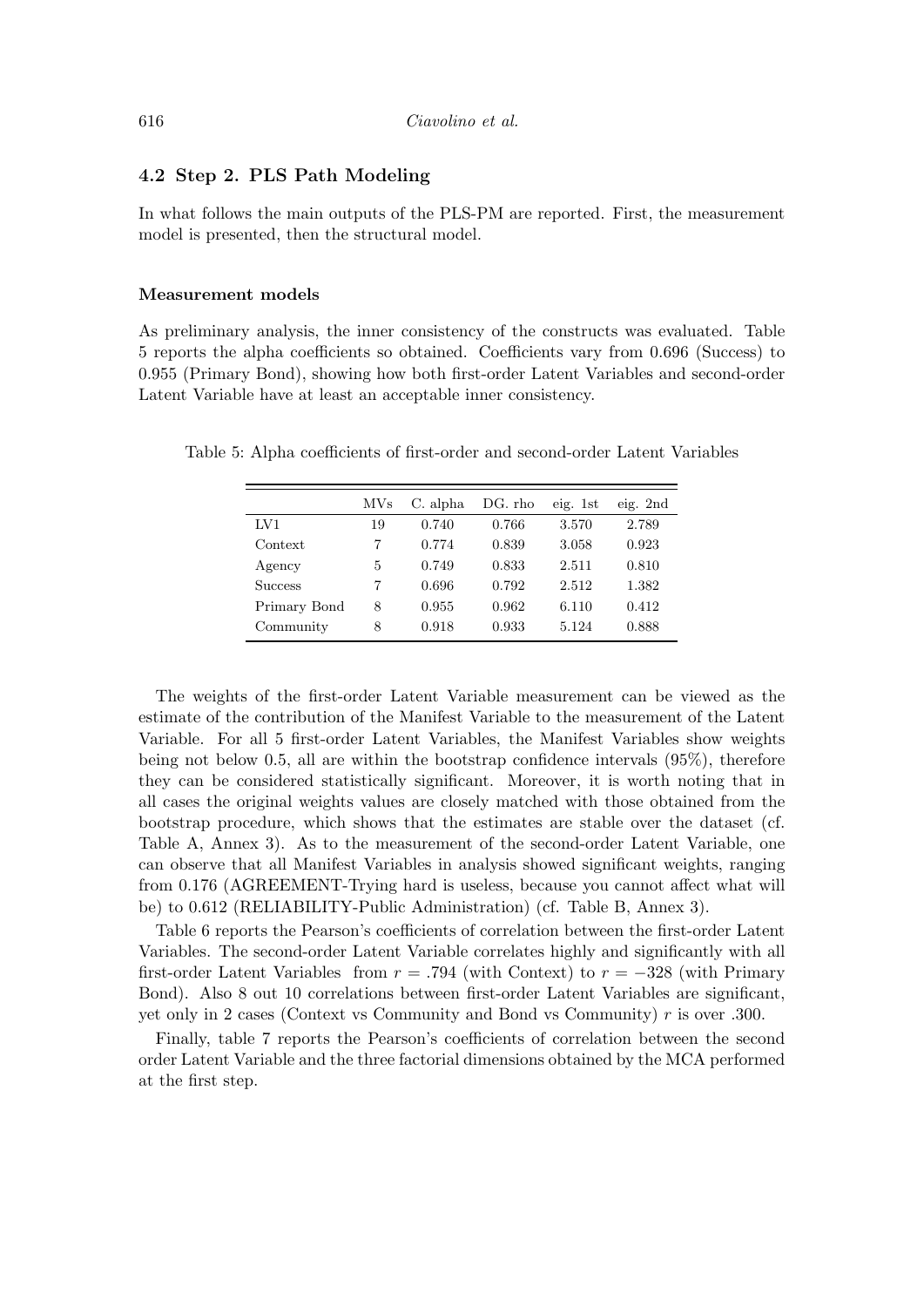### 4.2 Step 2. PLS Path Modeling

In what follows the main outputs of the PLS-PM are reported. First, the measurement model is presented, then the structural model.

#### Measurement models

As preliminary analysis, the inner consistency of the constructs was evaluated. Table 5 reports the alpha coefficients so obtained. Coefficients vary from 0.696 (Success) to 0.955 (Primary Bond), showing how both first-order Latent Variables and second-order Latent Variable have at least an acceptable inner consistency.

Table 5: Alpha coefficients of first-order and second-order Latent Variables

| | MVs | C. alpha | DG. rho | eig. 1st | eig. 2nd |
|---|---|---|---|---|---|
| LV1 | 19 | 0.740 | 0.766 | 3.570 | 2.789 |
| Context | 7 | 0.774 | 0.839 | 3.058 | 0.923 |
| Agency | 5 | 0.749 | 0.833 | 2.511 | 0.810 |
| Success | 7 | 0.696 | 0.792 | 2.512 | 1.382 |
| Primary Bond | 8 | 0.955 | 0.962 | 6.110 | 0.412 |
| Community | 8 | 0.918 | 0.933 | 5.124 | 0.888 |

The weights of the first-order Latent Variable measurement can be viewed as the estimate of the contribution of the Manifest Variable to the measurement of the Latent Variable. For all 5 first-order Latent Variables, the Manifest Variables show weights being not below 0.5, all are within the bootstrap confidence intervals (95%), therefore they can be considered statistically significant. Moreover, it is worth noting that in all cases the original weights values are closely matched with those obtained from the bootstrap procedure, which shows that the estimates are stable over the dataset (cf. Table A, Annex 3). As to the measurement of the second-order Latent Variable, one can observe that all Manifest Variables in analysis showed significant weights, ranging from 0.176 (AGREEMENT-Trying hard is useless, because you cannot affect what will be) to 0.612 (RELIABILITY-Public Administration) (cf. Table B, Annex 3).

Table 6 reports the Pearson's coefficients of correlation between the first-order Latent Variables. The second-order Latent Variable correlates highly and significantly with all first-order Latent Variables from $r = .794$ (with Context) to $r = -328$ (with Primary Bond). Also 8 out 10 correlations between first-order Latent Variables are significant, yet only in 2 cases (Context vs Community and Bond vs Community) $r$ is over .300.

Finally, table 7 reports the Pearson's coefficients of correlation between the second order Latent Variable and the three factorial dimensions obtained by the MCA performed at the first step.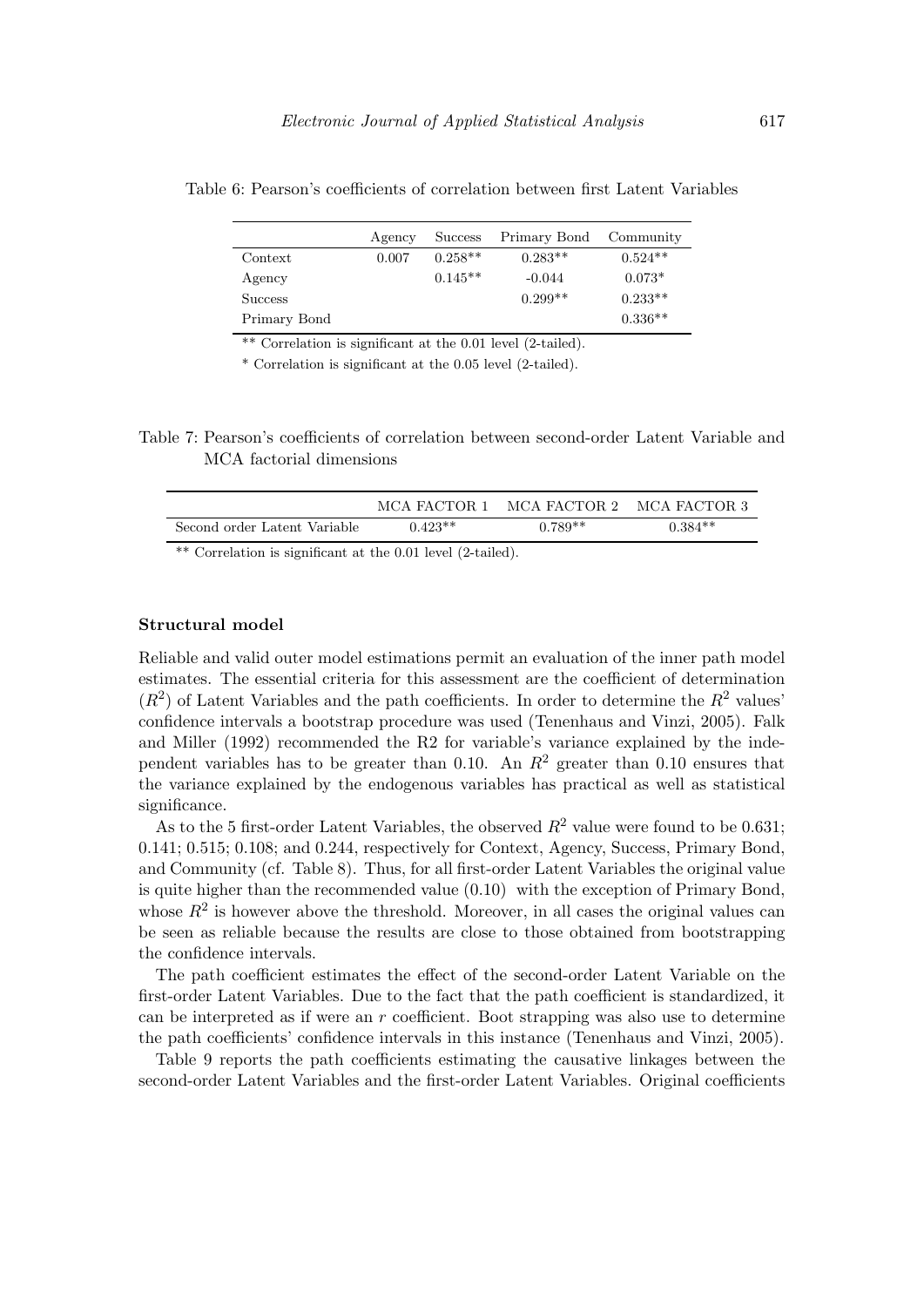Table 6: Pearson's coefficients of correlation between first Latent Variables

| | Agency | Success | Primary Bond | Community |
|---|---|---|---|---|
| Context | 0.007 | 0.258** | 0.283** | 0.524** |
| Agency | | 0.145** | -0.044 | 0.073* |
| Success | | | 0.299** | 0.233** |
| Primary Bond | | | | 0.336** |

** Correlation is significant at the 0.01 level (2-tailed).

* Correlation is significant at the 0.05 level (2-tailed).

Table 7: Pearson's coefficients of correlation between second-order Latent Variable and MCA factorial dimensions

| | MCA FACTOR 1 | MCA FACTOR 2 | MCA FACTOR 3 |
|---|---|---|---|
| Second order Latent Variable | 0.423** | 0.789** | 0.384** |

** Correlation is significant at the 0.01 level (2-tailed).

**Structural model**

Reliable and valid outer model estimations permit an evaluation of the inner path model estimates. The essential criteria for this assessment are the coefficient of determination ($R^2$) of Latent Variables and the path coefficients. In order to determine the $R^2$ values' confidence intervals a bootstrap procedure was used (Tenenhaus and Vinzi, 2005). Falk and Miller (1992) recommended the R2 for variable's variance explained by the independent variables has to be greater than 0.10. An $R^2$ greater than 0.10 ensures that the variance explained by the endogenous variables has practical as well as statistical significance.

As to the 5 first-order Latent Variables, the observed $R^2$ value were found to be 0.631; 0.141; 0.515; 0.108; and 0.244, respectively for Context, Agency, Success, Primary Bond, and Community (cf. Table 8). Thus, for all first-order Latent Variables the original value is quite higher than the recommended value (0.10) with the exception of Primary Bond, whose $R^2$ is however above the threshold. Moreover, in all cases the original values can be seen as reliable because the results are close to those obtained from bootstrapping the confidence intervals.

The path coefficient estimates the effect of the second-order Latent Variable on the first-order Latent Variables. Due to the fact that the path coefficient is standardized, it can be interpreted as if were an $r$ coefficient. Boot strapping was also use to determine the path coefficients' confidence intervals in this instance (Tenenhaus and Vinzi, 2005).

Table 9 reports the path coefficients estimating the causative linkages between the second-order Latent Variables and the first-order Latent Variables. Original coefficients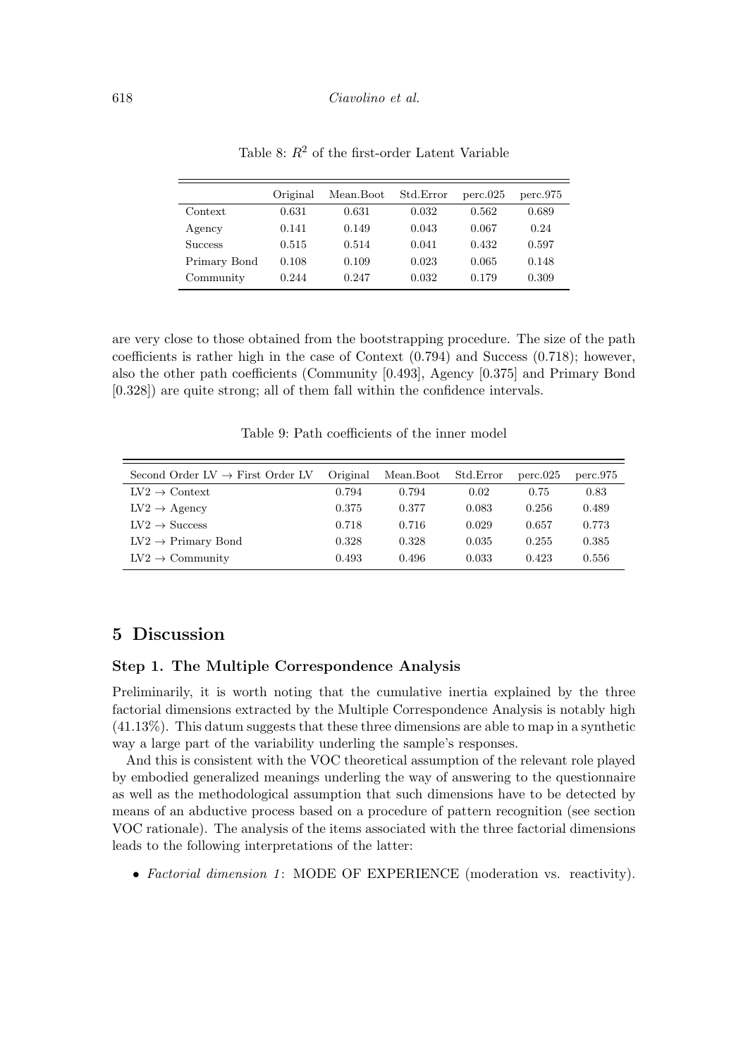Table 8: $R^2$ of the first-order Latent Variable

| | Original | Mean.Boot | Std.Error | perc.025 | perc.975 |
|---|---|---|---|---|---|
| Context | 0.631 | 0.631 | 0.032 | 0.562 | 0.689 |
| Agency | 0.141 | 0.149 | 0.043 | 0.067 | 0.24 |
| Success | 0.515 | 0.514 | 0.041 | 0.432 | 0.597 |
| Primary Bond | 0.108 | 0.109 | 0.023 | 0.065 | 0.148 |
| Community | 0.244 | 0.247 | 0.032 | 0.179 | 0.309 |

are very close to those obtained from the bootstrapping procedure. The size of the path coefficients is rather high in the case of Context (0.794) and Success (0.718); however, also the other path coefficients (Community [0.493], Agency [0.375] and Primary Bond [0.328]) are quite strong; all of them fall within the confidence intervals.

Table 9: Path coefficients of the inner model

| Second Order LV → First Order LV | Original | Mean.Boot | Std.Error | perc.025 | perc.975 |
|---|---|---|---|---|---|
| LV2 → Context | 0.794 | 0.794 | 0.02 | 0.75 | 0.83 |
| LV2 → Agency | 0.375 | 0.377 | 0.083 | 0.256 | 0.489 |
| LV2 → Success | 0.718 | 0.716 | 0.029 | 0.657 | 0.773 |
| LV2 → Primary Bond | 0.328 | 0.328 | 0.035 | 0.255 | 0.385 |
| LV2 → Community | 0.493 | 0.496 | 0.033 | 0.423 | 0.556 |

## 5 Discussion

### Step 1. The Multiple Correspondence Analysis

Preliminarily, it is worth noting that the cumulative inertia explained by the three factorial dimensions extracted by the Multiple Correspondence Analysis is notably high (41.13%). This datum suggests that these three dimensions are able to map in a synthetic way a large part of the variability underling the sample's responses.

And this is consistent with the VOC theoretical assumption of the relevant role played by embodied generalized meanings underling the way of answering to the questionnaire as well as the methodological assumption that such dimensions have to be detected by means of an abductive process based on a procedure of pattern recognition (see section VOC rationale). The analysis of the items associated with the three factorial dimensions leads to the following interpretations of the latter:

- *Factorial dimension 1*: MODE OF EXPERIENCE (moderation vs. reactivity).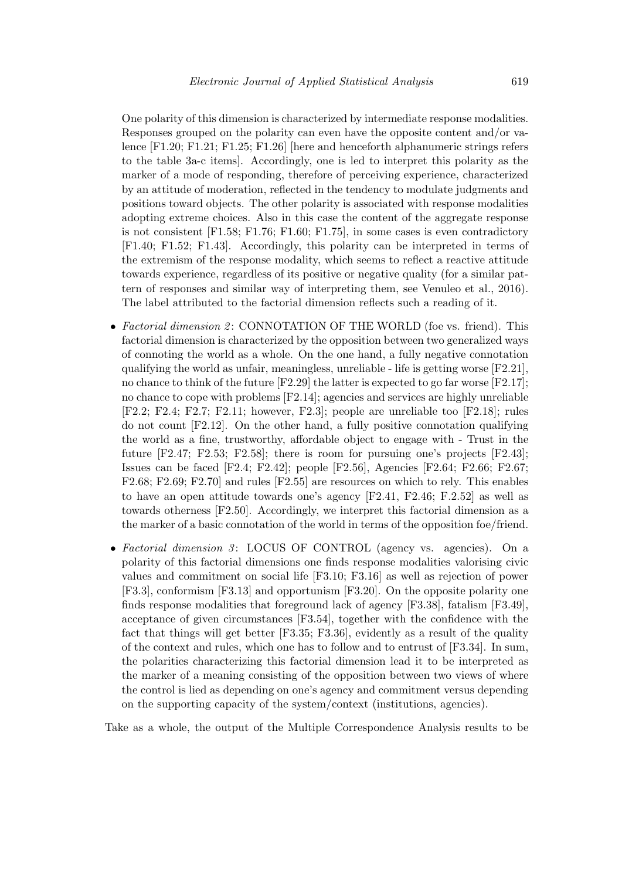One polarity of this dimension is characterized by intermediate response modalities. Responses grouped on the polarity can even have the opposite content and/or valence [F1.20; F1.21; F1.25; F1.26] [here and henceforth alphanumeric strings refers to the table 3a-c items]. Accordingly, one is led to interpret this polarity as the marker of a mode of responding, therefore of perceiving experience, characterized by an attitude of moderation, reflected in the tendency to modulate judgments and positions toward objects. The other polarity is associated with response modalities adopting extreme choices. Also in this case the content of the aggregate response is not consistent [F1.58; F1.76; F1.60; F1.75], in some cases is even contradictory [F1.40; F1.52; F1.43]. Accordingly, this polarity can be interpreted in terms of the extremism of the response modality, which seems to reflect a reactive attitude towards experience, regardless of its positive or negative quality (for a similar pattern of responses and similar way of interpreting them, see Venuleo et al., 2016). The label attributed to the factorial dimension reflects such a reading of it.

- *Factorial dimension 2*: CONNOTATION OF THE WORLD (foe vs. friend). This factorial dimension is characterized by the opposition between two generalized ways of connoting the world as a whole. On the one hand, a fully negative connotation qualifying the world as unfair, meaningless, unreliable - life is getting worse [F2.21], no chance to think of the future [F2.29] the latter is expected to go far worse [F2.17]; no chance to cope with problems [F2.14]; agencies and services are highly unreliable [F2.2; F2.4; F2.7; F2.11; however, F2.3]; people are unreliable too [F2.18]; rules do not count [F2.12]. On the other hand, a fully positive connotation qualifying the world as a fine, trustworthy, affordable object to engage with - Trust in the future [F2.47; F2.53; F2.58]; there is room for pursuing one's projects [F2.43]; Issues can be faced [F2.4; F2.42]; people [F2.56], Agencies [F2.64; F2.66; F2.67; F2.68; F2.69; F2.70] and rules [F2.55] are resources on which to rely. This enables to have an open attitude towards one's agency [F2.41, F2.46; F.2.52] as well as towards otherness [F2.50]. Accordingly, we interpret this factorial dimension as a the marker of a basic connotation of the world in terms of the opposition foe/friend.

- *Factorial dimension 3*: LOCUS OF CONTROL (agency vs. agencies). On a polarity of this factorial dimensions one finds response modalities valorising civic values and commitment on social life [F3.10; F3.16] as well as rejection of power [F3.3], conformism [F3.13] and opportunism [F3.20]. On the opposite polarity one finds response modalities that foreground lack of agency [F3.38], fatalism [F3.49], acceptance of given circumstances [F3.54], together with the confidence with the fact that things will get better [F3.35; F3.36], evidently as a result of the quality of the context and rules, which one has to follow and to entrust of [F3.34]. In sum, the polarities characterizing this factorial dimension lead it to be interpreted as the marker of a meaning consisting of the opposition between two views of where the control is lied as depending on one's agency and commitment versus depending on the supporting capacity of the system/context (institutions, agencies).

Take as a whole, the output of the Multiple Correspondence Analysis results to be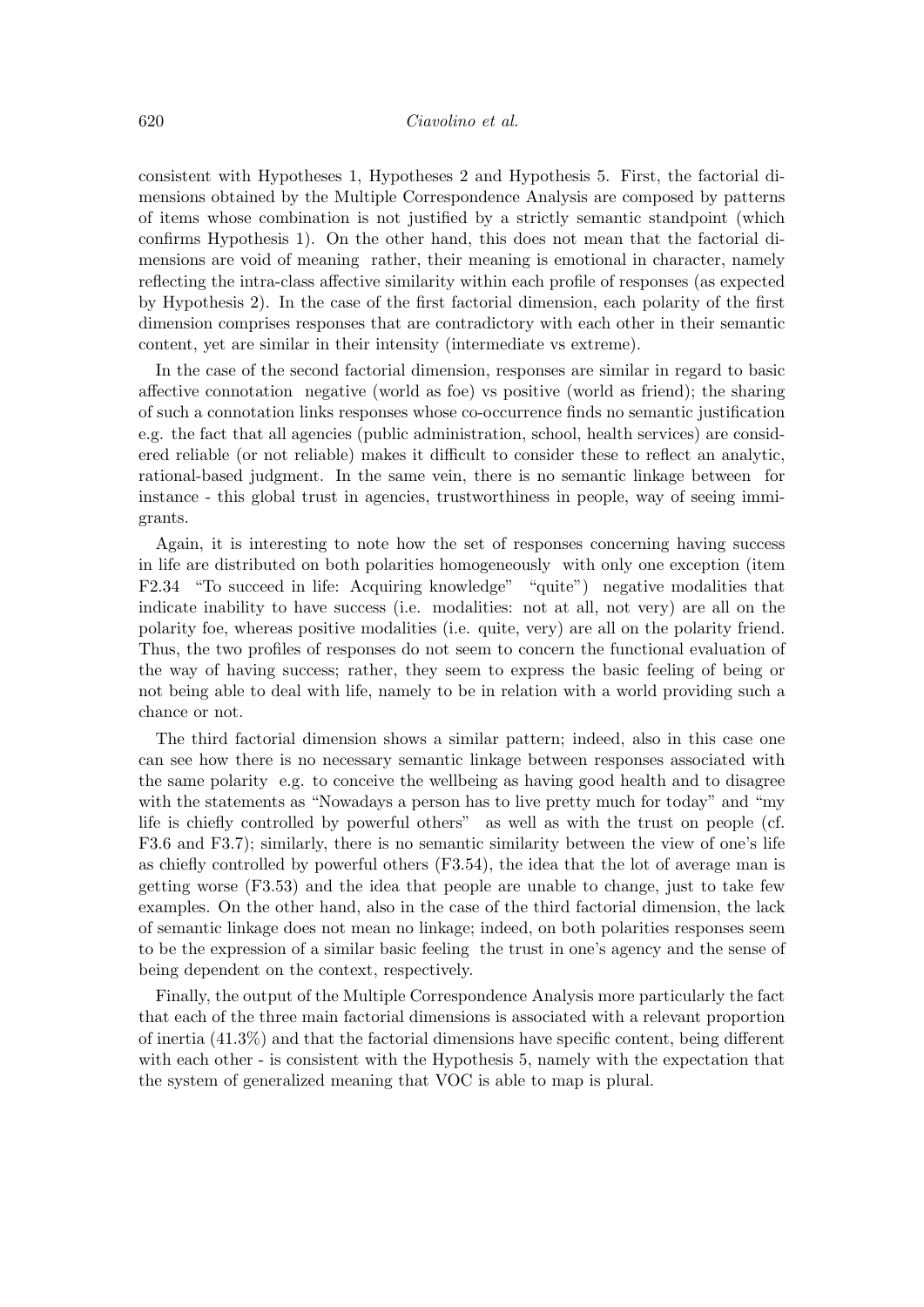consistent with Hypotheses 1, Hypotheses 2 and Hypothesis 5. First, the factorial dimensions obtained by the Multiple Correspondence Analysis are composed by patterns of items whose combination is not justified by a strictly semantic standpoint (which confirms Hypothesis 1). On the other hand, this does not mean that the factorial dimensions are void of meaning rather, their meaning is emotional in character, namely reflecting the intra-class affective similarity within each profile of responses (as expected by Hypothesis 2). In the case of the first factorial dimension, each polarity of the first dimension comprises responses that are contradictory with each other in their semantic content, yet are similar in their intensity (intermediate vs extreme).

In the case of the second factorial dimension, responses are similar in regard to basic affective connotation negative (world as foe) vs positive (world as friend); the sharing of such a connotation links responses whose co-occurrence finds no semantic justification e.g. the fact that all agencies (public administration, school, health services) are considered reliable (or not reliable) makes it difficult to consider these to reflect an analytic, rational-based judgment. In the same vein, there is no semantic linkage between for instance - this global trust in agencies, trustworthiness in people, way of seeing immigrants.

Again, it is interesting to note how the set of responses concerning having success in life are distributed on both polarities homogeneously with only one exception (item F2.34 "To succeed in life: Acquiring knowledge" "quite") negative modalities that indicate inability to have success (i.e. modalities: not at all, not very) are all on the polarity foe, whereas positive modalities (i.e. quite, very) are all on the polarity friend. Thus, the two profiles of responses do not seem to concern the functional evaluation of the way of having success; rather, they seem to express the basic feeling of being or not being able to deal with life, namely to be in relation with a world providing such a chance or not.

The third factorial dimension shows a similar pattern; indeed, also in this case one can see how there is no necessary semantic linkage between responses associated with the same polarity e.g. to conceive the wellbeing as having good health and to disagree with the statements as "Nowadays a person has to live pretty much for today" and "my life is chiefly controlled by powerful others" as well as with the trust on people (cf. F3.6 and F3.7); similarly, there is no semantic similarity between the view of one's life as chiefly controlled by powerful others (F3.54), the idea that the lot of average man is getting worse (F3.53) and the idea that people are unable to change, just to take few examples. On the other hand, also in the case of the third factorial dimension, the lack of semantic linkage does not mean no linkage; indeed, on both polarities responses seem to be the expression of a similar basic feeling the trust in one's agency and the sense of being dependent on the context, respectively.

Finally, the output of the Multiple Correspondence Analysis more particularly the fact that each of the three main factorial dimensions is associated with a relevant proportion of inertia (41.3%) and that the factorial dimensions have specific content, being different with each other - is consistent with the Hypothesis 5, namely with the expectation that the system of generalized meaning that VOC is able to map is plural.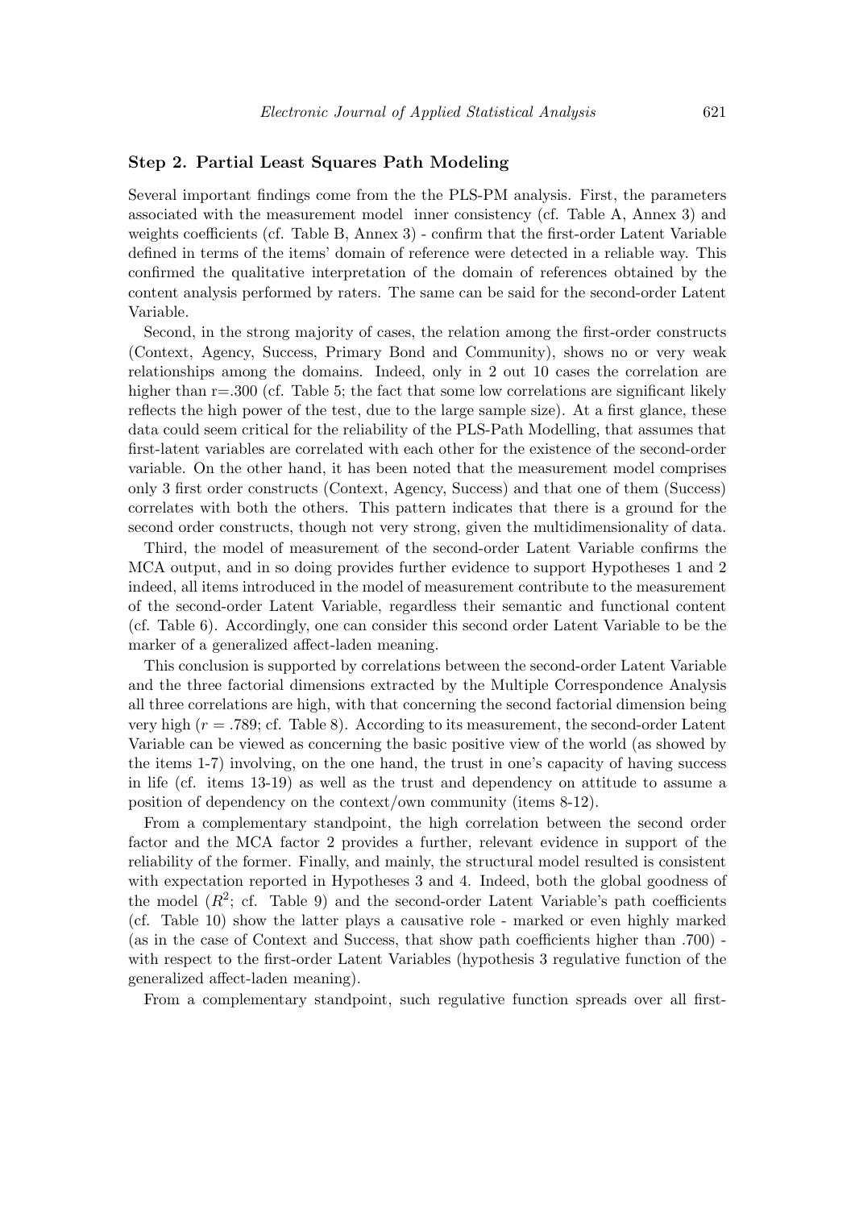### Step 2. Partial Least Squares Path Modeling

Several important findings come from the the PLS-PM analysis. First, the parameters associated with the measurement model inner consistency (cf. Table A, Annex 3) and weights coefficients (cf. Table B, Annex 3) - confirm that the first-order Latent Variable defined in terms of the items' domain of reference were detected in a reliable way. This confirmed the qualitative interpretation of the domain of references obtained by the content analysis performed by raters. The same can be said for the second-order Latent Variable.

Second, in the strong majority of cases, the relation among the first-order constructs (Context, Agency, Success, Primary Bond and Community), shows no or very weak relationships among the domains. Indeed, only in 2 out 10 cases the correlation are higher than r=.300 (cf. Table 5; the fact that some low correlations are significant likely reflects the high power of the test, due to the large sample size). At a first glance, these data could seem critical for the reliability of the PLS-Path Modelling, that assumes that first-latent variables are correlated with each other for the existence of the second-order variable. On the other hand, it has been noted that the measurement model comprises only 3 first order constructs (Context, Agency, Success) and that one of them (Success) correlates with both the others. This pattern indicates that there is a ground for the second order constructs, though not very strong, given the multidimensionality of data.

Third, the model of measurement of the second-order Latent Variable confirms the MCA output, and in so doing provides further evidence to support Hypotheses 1 and 2 indeed, all items introduced in the model of measurement contribute to the measurement of the second-order Latent Variable, regardless their semantic and functional content (cf. Table 6). Accordingly, one can consider this second order Latent Variable to be the marker of a generalized affect-laden meaning.

This conclusion is supported by correlations between the second-order Latent Variable and the three factorial dimensions extracted by the Multiple Correspondence Analysis all three correlations are high, with that concerning the second factorial dimension being very high ($r = .789$; cf. Table 8). According to its measurement, the second-order Latent Variable can be viewed as concerning the basic positive view of the world (as showed by the items 1-7) involving, on the one hand, the trust in one's capacity of having success in life (cf. items 13-19) as well as the trust and dependency on attitude to assume a position of dependency on the context/own community (items 8-12).

From a complementary standpoint, the high correlation between the second order factor and the MCA factor 2 provides a further, relevant evidence in support of the reliability of the former. Finally, and mainly, the structural model resulted is consistent with expectation reported in Hypotheses 3 and 4. Indeed, both the global goodness of the model ($R^2$; cf. Table 9) and the second-order Latent Variable's path coefficients (cf. Table 10) show the latter plays a causative role - marked or even highly marked (as in the case of Context and Success, that show path coefficients higher than .700) - with respect to the first-order Latent Variables (hypothesis 3 regulative function of the generalized affect-laden meaning).

From a complementary standpoint, such regulative function spreads over all first-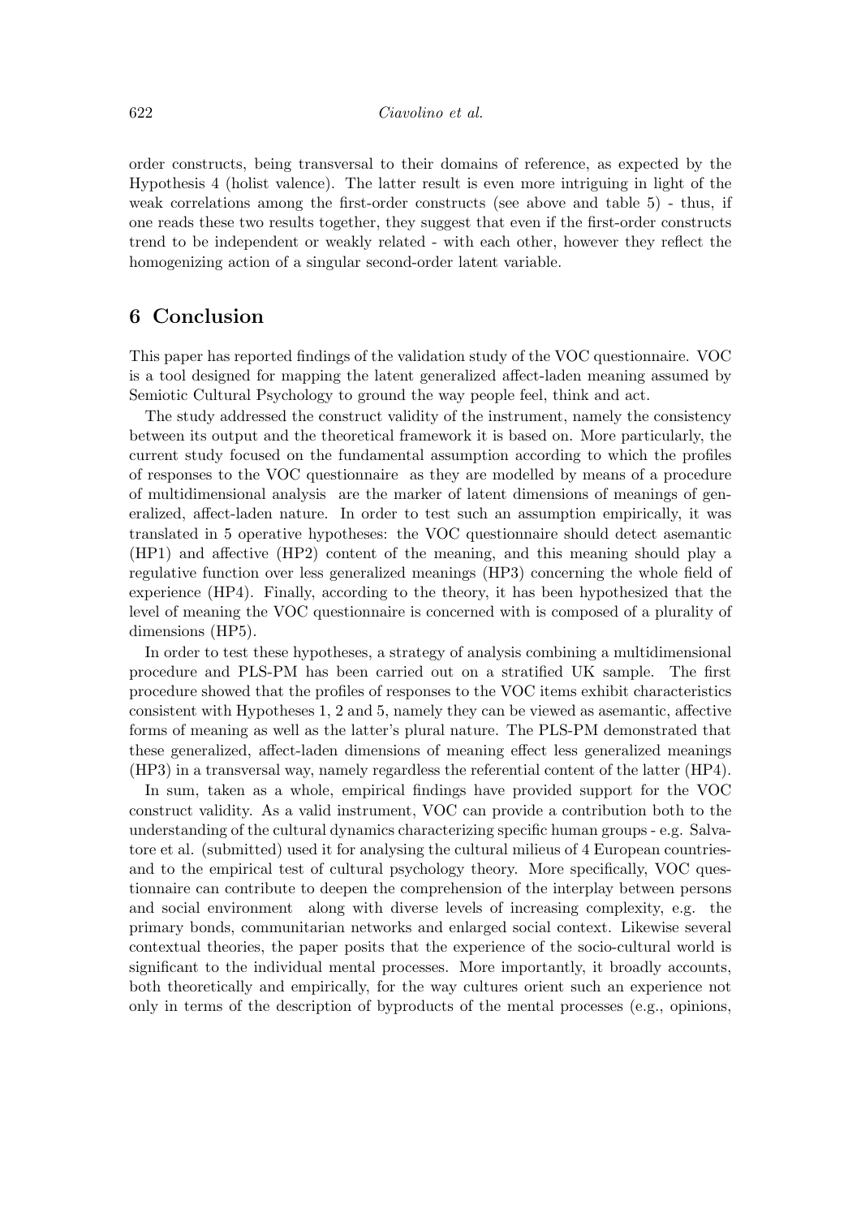order constructs, being transversal to their domains of reference, as expected by the Hypothesis 4 (holist valence). The latter result is even more intriguing in light of the weak correlations among the first-order constructs (see above and table 5) - thus, if one reads these two results together, they suggest that even if the first-order constructs trend to be independent or weakly related - with each other, however they reflect the homogenizing action of a singular second-order latent variable.

## 6 Conclusion

This paper has reported findings of the validation study of the VOC questionnaire. VOC is a tool designed for mapping the latent generalized affect-laden meaning assumed by Semiotic Cultural Psychology to ground the way people feel, think and act.

The study addressed the construct validity of the instrument, namely the consistency between its output and the theoretical framework it is based on. More particularly, the current study focused on the fundamental assumption according to which the profiles of responses to the VOC questionnaire as they are modelled by means of a procedure of multidimensional analysis are the marker of latent dimensions of meanings of generalized, affect-laden nature. In order to test such an assumption empirically, it was translated in 5 operative hypotheses: the VOC questionnaire should detect asemantic (HP1) and affective (HP2) content of the meaning, and this meaning should play a regulative function over less generalized meanings (HP3) concerning the whole field of experience (HP4). Finally, according to the theory, it has been hypothesized that the level of meaning the VOC questionnaire is concerned with is composed of a plurality of dimensions (HP5).

In order to test these hypotheses, a strategy of analysis combining a multidimensional procedure and PLS-PM has been carried out on a stratified UK sample. The first procedure showed that the profiles of responses to the VOC items exhibit characteristics consistent with Hypotheses 1, 2 and 5, namely they can be viewed as asemantic, affective forms of meaning as well as the latter's plural nature. The PLS-PM demonstrated that these generalized, affect-laden dimensions of meaning effect less generalized meanings (HP3) in a transversal way, namely regardless the referential content of the latter (HP4).

In sum, taken as a whole, empirical findings have provided support for the VOC construct validity. As a valid instrument, VOC can provide a contribution both to the understanding of the cultural dynamics characterizing specific human groups - e.g. Salvatore et al. (submitted) used it for analysing the cultural milieus of 4 European countries- and to the empirical test of cultural psychology theory. More specifically, VOC questionnaire can contribute to deepen the comprehension of the interplay between persons and social environment along with diverse levels of increasing complexity, e.g. the primary bonds, communitarian networks and enlarged social context. Likewise several contextual theories, the paper posits that the experience of the socio-cultural world is significant to the individual mental processes. More importantly, it broadly accounts, both theoretically and empirically, for the way cultures orient such an experience not only in terms of the description of byproducts of the mental processes (e.g., opinions,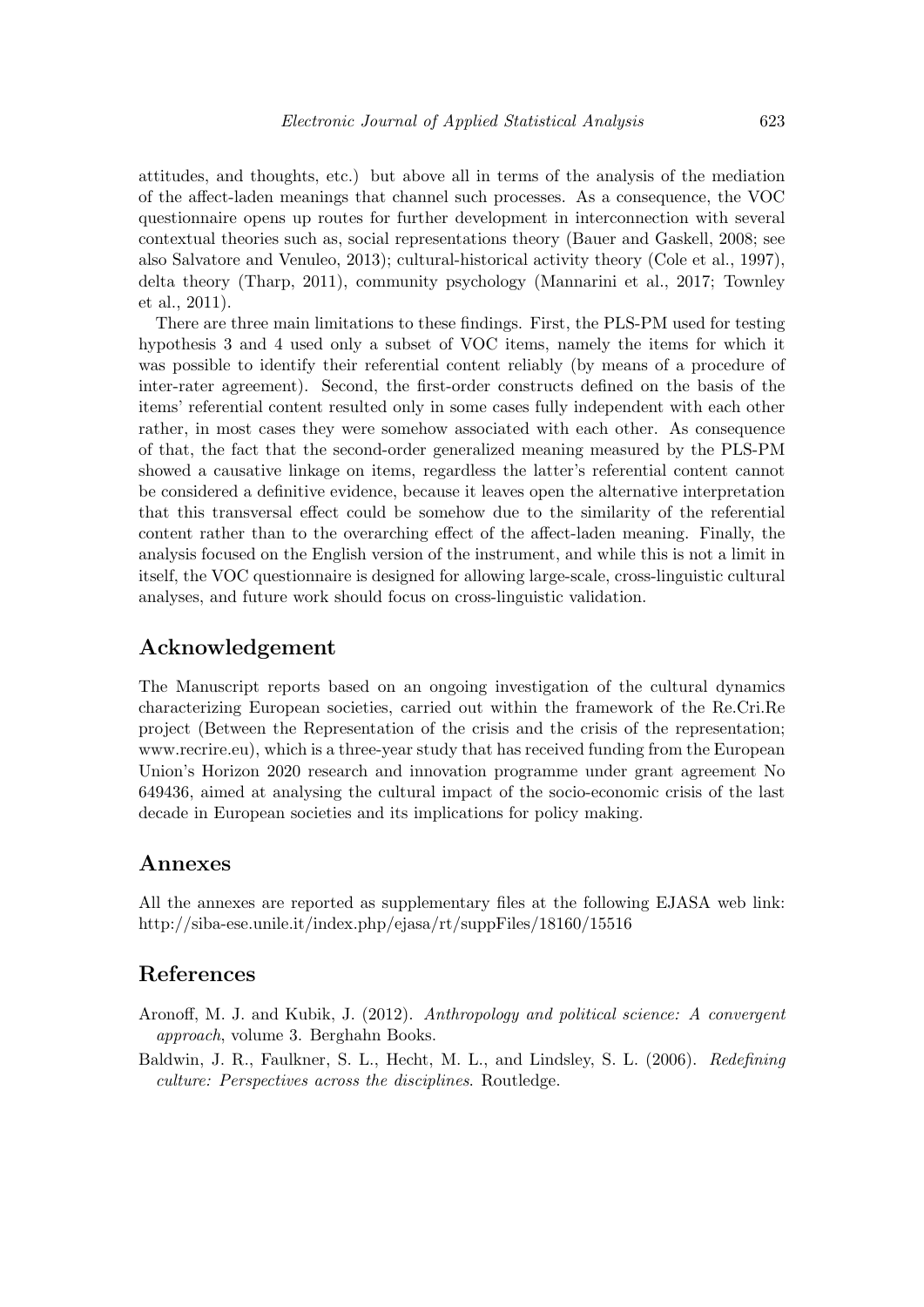attitudes, and thoughts, etc.) but above all in terms of the analysis of the mediation of the affect-laden meanings that channel such processes. As a consequence, the VOC questionnaire opens up routes for further development in interconnection with several contextual theories such as, social representations theory (Bauer and Gaskell, 2008; see also Salvatore and Venuleo, 2013); cultural-historical activity theory (Cole et al., 1997), delta theory (Tharp, 2011), community psychology (Mannarini et al., 2017; Townley et al., 2011).

There are three main limitations to these findings. First, the PLS-PM used for testing hypothesis 3 and 4 used only a subset of VOC items, namely the items for which it was possible to identify their referential content reliably (by means of a procedure of inter-rater agreement). Second, the first-order constructs defined on the basis of the items' referential content resulted only in some cases fully independent with each other rather, in most cases they were somehow associated with each other. As consequence of that, the fact that the second-order generalized meaning measured by the PLS-PM showed a causative linkage on items, regardless the latter's referential content cannot be considered a definitive evidence, because it leaves open the alternative interpretation that this transversal effect could be somehow due to the similarity of the referential content rather than to the overarching effect of the affect-laden meaning. Finally, the analysis focused on the English version of the instrument, and while this is not a limit in itself, the VOC questionnaire is designed for allowing large-scale, cross-linguistic cultural analyses, and future work should focus on cross-linguistic validation.

## Acknowledgement

The Manuscript reports based on an ongoing investigation of the cultural dynamics characterizing European societies, carried out within the framework of the Re.Cri.Re project (Between the Representation of the crisis and the crisis of the representation; www.recrire.eu), which is a three-year study that has received funding from the European Union's Horizon 2020 research and innovation programme under grant agreement No 649436, aimed at analysing the cultural impact of the socio-economic crisis of the last decade in European societies and its implications for policy making.

## Annexes

All the annexes are reported as supplementary files at the following EJASA web link: http://siba-ese.unile.it/index.php/ejasa/rt/suppFiles/18160/15516

## References

Aronoff, M. J. and Kubik, J. (2012). *Anthropology and political science: A convergent approach*, volume 3. Berghahn Books.

Baldwin, J. R., Faulkner, S. L., Hecht, M. L., and Lindsley, S. L. (2006). *Redefining culture: Perspectives across the disciplines*. Routledge.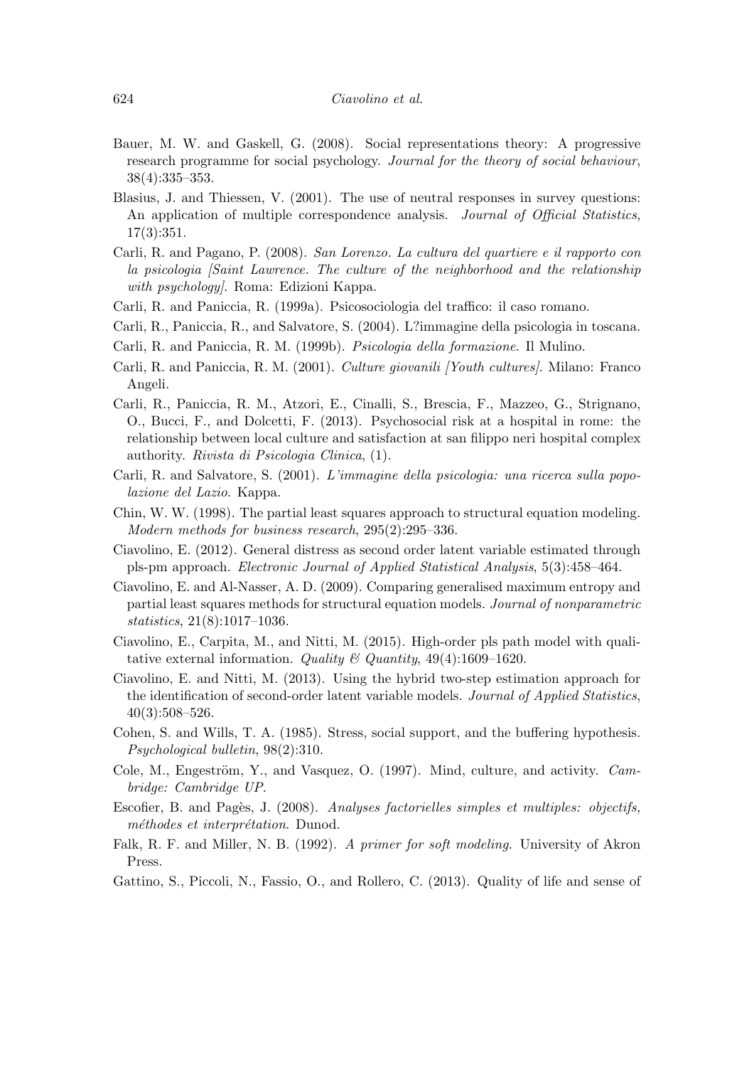Bauer, M. W. and Gaskell, G. (2008). Social representations theory: A progressive research programme for social psychology. *Journal for the theory of social behaviour*, 38(4):335–353.

Blasius, J. and Thiessen, V. (2001). The use of neutral responses in survey questions: An application of multiple correspondence analysis. *Journal of Official Statistics*, 17(3):351.

Carli, R. and Pagano, P. (2008). *San Lorenzo. La cultura del quartiere e il rapporto con la psicologia [Saint Lawrence. The culture of the neighborhood and the relationship with psychology]*. Roma: Edizioni Kappa.

Carli, R. and Paniccia, R. (1999a). Psicosociologia del traffico: il caso romano.

Carli, R., Paniccia, R., and Salvatore, S. (2004). L?immagine della psicologia in toscana.

Carli, R. and Paniccia, R. M. (1999b). *Psicologia della formazione*. Il Mulino.

Carli, R. and Paniccia, R. M. (2001). *Culture giovanili [Youth cultures]*. Milano: Franco Angeli.

Carli, R., Paniccia, R. M., Atzori, E., Cinalli, S., Brescia, F., Mazzeo, G., Strignano, O., Bucci, F., and Dolcetti, F. (2013). Psychosocial risk at a hospital in rome: the relationship between local culture and satisfaction at san filippo neri hospital complex authority. *Rivista di Psicologia Clinica*, (1).

Carli, R. and Salvatore, S. (2001). *L'immagine della psicologia: una ricerca sulla popolazione del Lazio*. Kappa.

Chin, W. W. (1998). The partial least squares approach to structural equation modeling. *Modern methods for business research*, 295(2):295–336.

Ciavolino, E. (2012). General distress as second order latent variable estimated through pls-pm approach. *Electronic Journal of Applied Statistical Analysis*, 5(3):458–464.

Ciavolino, E. and Al-Nasser, A. D. (2009). Comparing generalised maximum entropy and partial least squares methods for structural equation models. *Journal of nonparametric statistics*, 21(8):1017–1036.

Ciavolino, E., Carpita, M., and Nitti, M. (2015). High-order pls path model with qualitative external information. *Quality & Quantity*, 49(4):1609–1620.

Ciavolino, E. and Nitti, M. (2013). Using the hybrid two-step estimation approach for the identification of second-order latent variable models. *Journal of Applied Statistics*, 40(3):508–526.

Cohen, S. and Wills, T. A. (1985). Stress, social support, and the buffering hypothesis. *Psychological bulletin*, 98(2):310.

Cole, M., Engeström, Y., and Vasquez, O. (1997). Mind, culture, and activity. *Cambridge: Cambridge UP*.

Escofier, B. and Pagès, J. (2008). *Analyses factorielles simples et multiples: objectifs, méthodes et interprétation*. Dunod.

Falk, R. F. and Miller, N. B. (1992). *A primer for soft modeling.* University of Akron Press.

Gattino, S., Piccoli, N., Fassio, O., and Rollero, C. (2013). Quality of life and sense of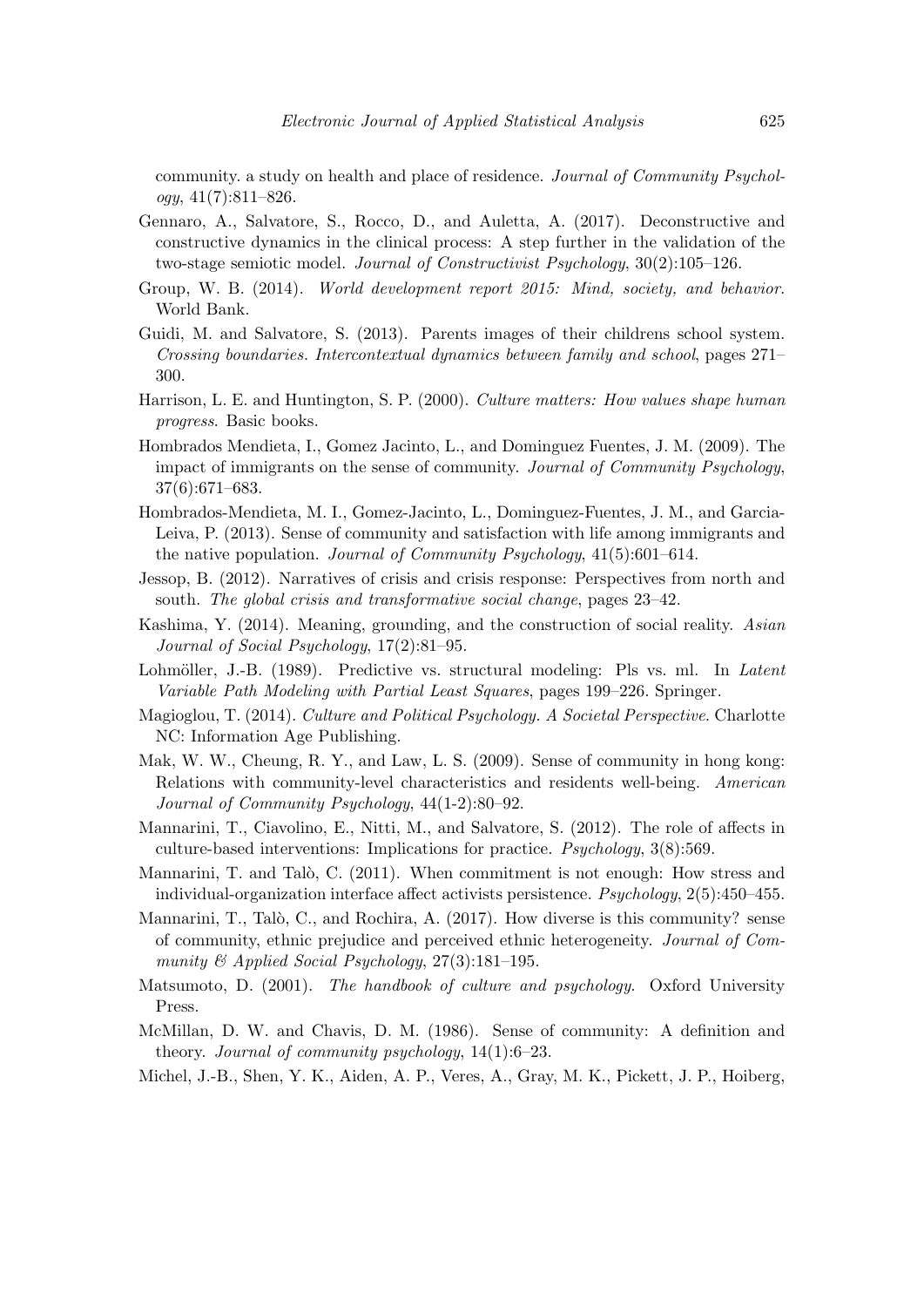community. a study on health and place of residence. *Journal of Community Psychology*, 41(7):811–826.

Gennaro, A., Salvatore, S., Rocco, D., and Auletta, A. (2017). Deconstructive and constructive dynamics in the clinical process: A step further in the validation of the two-stage semiotic model. *Journal of Constructivist Psychology*, 30(2):105–126.

Group, W. B. (2014). *World development report 2015: Mind, society, and behavior*. World Bank.

Guidi, M. and Salvatore, S. (2013). Parents images of their childrens school system. *Crossing boundaries. Intercontextual dynamics between family and school*, pages 271–300.

Harrison, L. E. and Huntington, S. P. (2000). *Culture matters: How values shape human progress*. Basic books.

Hombrados Mendieta, I., Gomez Jacinto, L., and Dominguez Fuentes, J. M. (2009). The impact of immigrants on the sense of community. *Journal of Community Psychology*, 37(6):671–683.

Hombrados-Mendieta, M. I., Gomez-Jacinto, L., Dominguez-Fuentes, J. M., and Garcia-Leiva, P. (2013). Sense of community and satisfaction with life among immigrants and the native population. *Journal of Community Psychology*, 41(5):601–614.

Jessop, B. (2012). Narratives of crisis and crisis response: Perspectives from north and south. *The global crisis and transformative social change*, pages 23–42.

Kashima, Y. (2014). Meaning, grounding, and the construction of social reality. *Asian Journal of Social Psychology*, 17(2):81–95.

Lohmöller, J.-B. (1989). Predictive vs. structural modeling: Pls vs. ml. In *Latent Variable Path Modeling with Partial Least Squares*, pages 199–226. Springer.

Magioglou, T. (2014). *Culture and Political Psychology. A Societal Perspective*. Charlotte NC: Information Age Publishing.

Mak, W. W., Cheung, R. Y., and Law, L. S. (2009). Sense of community in hong kong: Relations with community-level characteristics and residents well-being. *American Journal of Community Psychology*, 44(1-2):80–92.

Mannarini, T., Ciavolino, E., Nitti, M., and Salvatore, S. (2012). The role of affects in culture-based interventions: Implications for practice. *Psychology*, 3(8):569.

Mannarini, T. and Talò, C. (2011). When commitment is not enough: How stress and individual-organization interface affect activists persistence. *Psychology*, 2(5):450–455.

Mannarini, T., Talò, C., and Rochira, A. (2017). How diverse is this community? sense of community, ethnic prejudice and perceived ethnic heterogeneity. *Journal of Community & Applied Social Psychology*, 27(3):181–195.

Matsumoto, D. (2001). *The handbook of culture and psychology*. Oxford University Press.

McMillan, D. W. and Chavis, D. M. (1986). Sense of community: A definition and theory. *Journal of community psychology*, 14(1):6–23.

Michel, J.-B., Shen, Y. K., Aiden, A. P., Veres, A., Gray, M. K., Pickett, J. P., Hoiberg,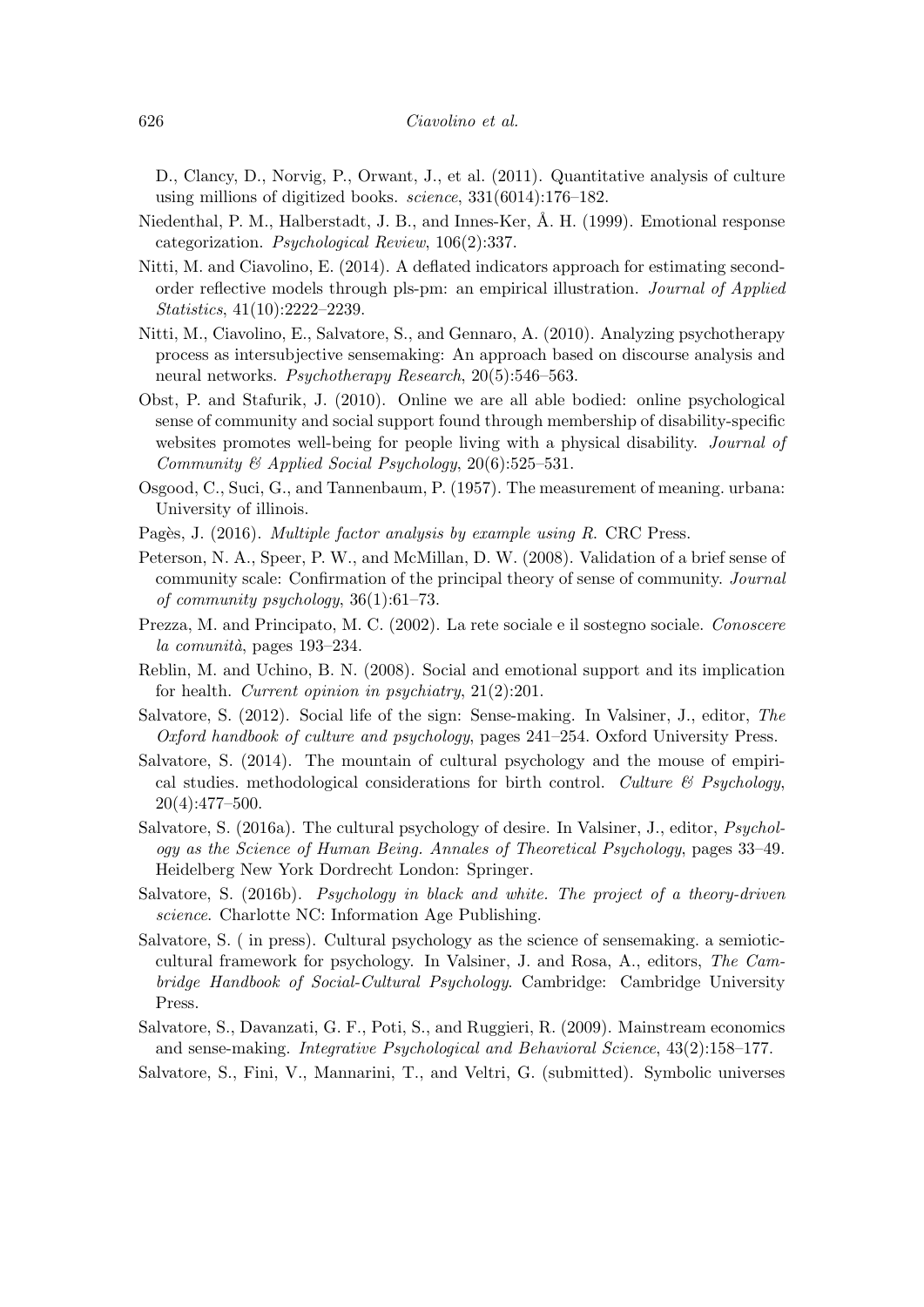D., Clancy, D., Norvig, P., Orwant, J., et al. (2011). Quantitative analysis of culture using millions of digitized books. *science*, 331(6014):176–182.

Niedenthal, P. M., Halberstadt, J. B., and Innes-Ker, Å. H. (1999). Emotional response categorization. *Psychological Review*, 106(2):337.

Nitti, M. and Ciavolino, E. (2014). A deflated indicators approach for estimating second-order reflective models through pls-pm: an empirical illustration. *Journal of Applied Statistics*, 41(10):2222–2239.

Nitti, M., Ciavolino, E., Salvatore, S., and Gennaro, A. (2010). Analyzing psychotherapy process as intersubjective sensemaking: An approach based on discourse analysis and neural networks. *Psychotherapy Research*, 20(5):546–563.

Obst, P. and Stafurik, J. (2010). Online we are all able bodied: online psychological sense of community and social support found through membership of disability-specific websites promotes well-being for people living with a physical disability. *Journal of Community & Applied Social Psychology*, 20(6):525–531.

Osgood, C., Suci, G., and Tannenbaum, P. (1957). The measurement of meaning. urbana: University of illinois.

Pagès, J. (2016). *Multiple factor analysis by example using R.* CRC Press.

Peterson, N. A., Speer, P. W., and McMillan, D. W. (2008). Validation of a brief sense of community scale: Confirmation of the principal theory of sense of community. *Journal of community psychology*, 36(1):61–73.

Prezza, M. and Principato, M. C. (2002). La rete sociale e il sostegno sociale. *Conoscere la comunità*, pages 193–234.

Reblin, M. and Uchino, B. N. (2008). Social and emotional support and its implication for health. *Current opinion in psychiatry*, 21(2):201.

Salvatore, S. (2012). Social life of the sign: Sense-making. In Valsiner, J., editor, *The Oxford handbook of culture and psychology*, pages 241–254. Oxford University Press.

Salvatore, S. (2014). The mountain of cultural psychology and the mouse of empirical studies. methodological considerations for birth control. *Culture & Psychology*, 20(4):477–500.

Salvatore, S. (2016a). The cultural psychology of desire. In Valsiner, J., editor, *Psychology as the Science of Human Being. Annales of Theoretical Psychology*, pages 33–49. Heidelberg New York Dordrecht London: Springer.

Salvatore, S. (2016b). *Psychology in black and white. The project of a theory-driven science*. Charlotte NC: Information Age Publishing.

Salvatore, S. ( in press). Cultural psychology as the science of sensemaking. a semiotic-cultural framework for psychology. In Valsiner, J. and Rosa, A., editors, *The Cambridge Handbook of Social-Cultural Psychology*. Cambridge: Cambridge University Press.

Salvatore, S., Davanzati, G. F., Poti, S., and Ruggieri, R. (2009). Mainstream economics and sense-making. *Integrative Psychological and Behavioral Science*, 43(2):158–177.

Salvatore, S., Fini, V., Mannarini, T., and Veltri, G. (submitted). Symbolic universes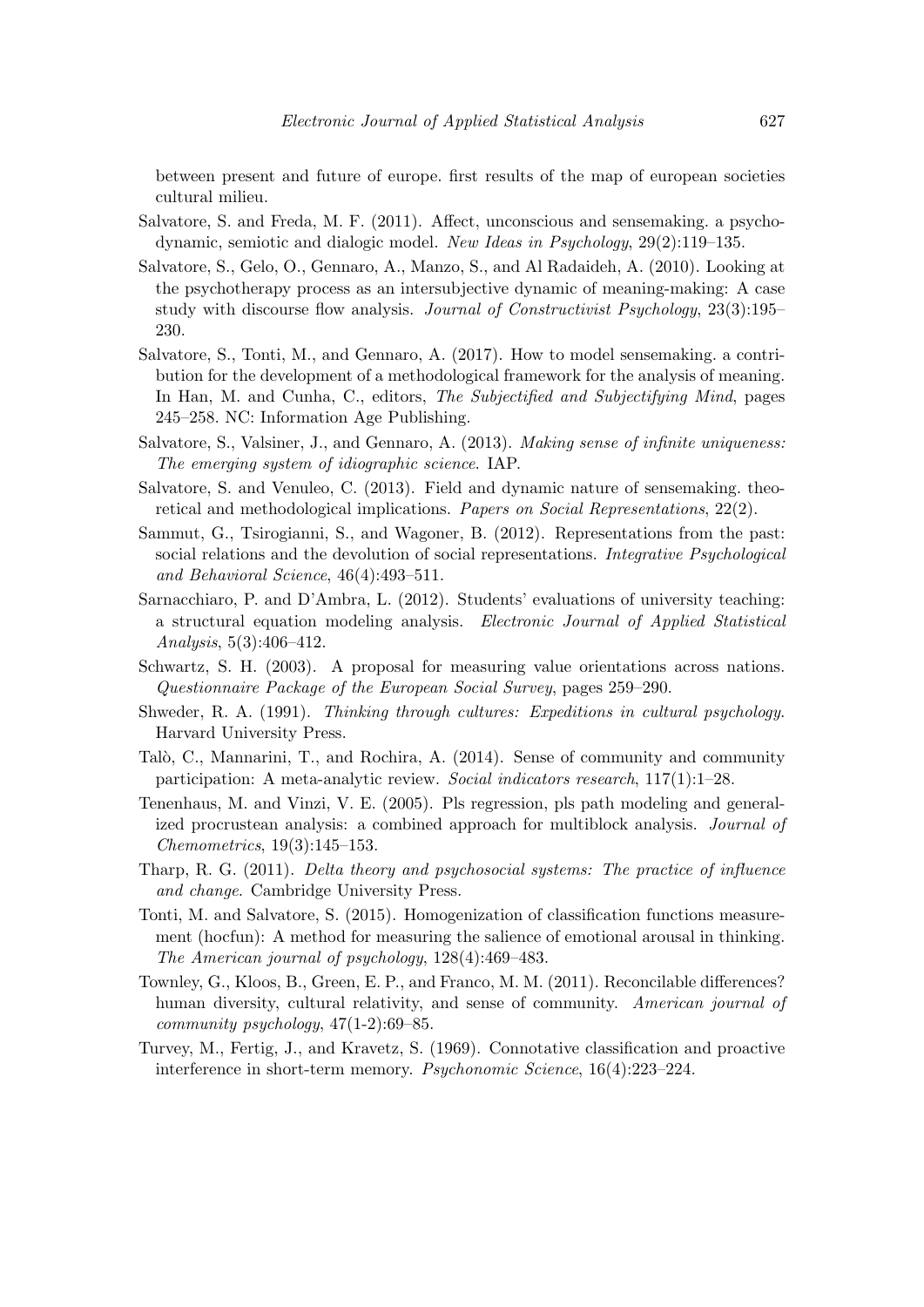between present and future of europe. first results of the map of european societies cultural milieu.

Salvatore, S. and Freda, M. F. (2011). Affect, unconscious and sensemaking. a psychodynamic, semiotic and dialogic model. *New Ideas in Psychology*, 29(2):119–135.

Salvatore, S., Gelo, O., Gennaro, A., Manzo, S., and Al Radaideh, A. (2010). Looking at the psychotherapy process as an intersubjective dynamic of meaning-making: A case study with discourse flow analysis. *Journal of Constructivist Psychology*, 23(3):195–230.

Salvatore, S., Tonti, M., and Gennaro, A. (2017). How to model sensemaking. a contribution for the development of a methodological framework for the analysis of meaning. In Han, M. and Cunha, C., editors, *The Subjectified and Subjectifying Mind*, pages 245–258. NC: Information Age Publishing.

Salvatore, S., Valsiner, J., and Gennaro, A. (2013). *Making sense of infinite uniqueness: The emerging system of idiographic science*. IAP.

Salvatore, S. and Venuleo, C. (2013). Field and dynamic nature of sensemaking. theoretical and methodological implications. *Papers on Social Representations*, 22(2).

Sammut, G., Tsirogianni, S., and Wagoner, B. (2012). Representations from the past: social relations and the devolution of social representations. *Integrative Psychological and Behavioral Science*, 46(4):493–511.

Sarnacchiaro, P. and D'Ambra, L. (2012). Students' evaluations of university teaching: a structural equation modeling analysis. *Electronic Journal of Applied Statistical Analysis*, 5(3):406–412.

Schwartz, S. H. (2003). A proposal for measuring value orientations across nations. *Questionnaire Package of the European Social Survey*, pages 259–290.

Shweder, R. A. (1991). *Thinking through cultures: Expeditions in cultural psychology*. Harvard University Press.

Talò, C., Mannarini, T., and Rochira, A. (2014). Sense of community and community participation: A meta-analytic review. *Social indicators research*, 117(1):1–28.

Tenenhaus, M. and Vinzi, V. E. (2005). Pls regression, pls path modeling and generalized procrustean analysis: a combined approach for multiblock analysis. *Journal of Chemometrics*, 19(3):145–153.

Tharp, R. G. (2011). *Delta theory and psychosocial systems: The practice of influence and change*. Cambridge University Press.

Tonti, M. and Salvatore, S. (2015). Homogenization of classification functions measurement (hocfun): A method for measuring the salience of emotional arousal in thinking. *The American journal of psychology*, 128(4):469–483.

Townley, G., Kloos, B., Green, E. P., and Franco, M. M. (2011). Reconcilable differences? human diversity, cultural relativity, and sense of community. *American journal of community psychology*, 47(1-2):69–85.

Turvey, M., Fertig, J., and Kravetz, S. (1969). Connotative classification and proactive interference in short-term memory. *Psychonomic Science*, 16(4):223–224.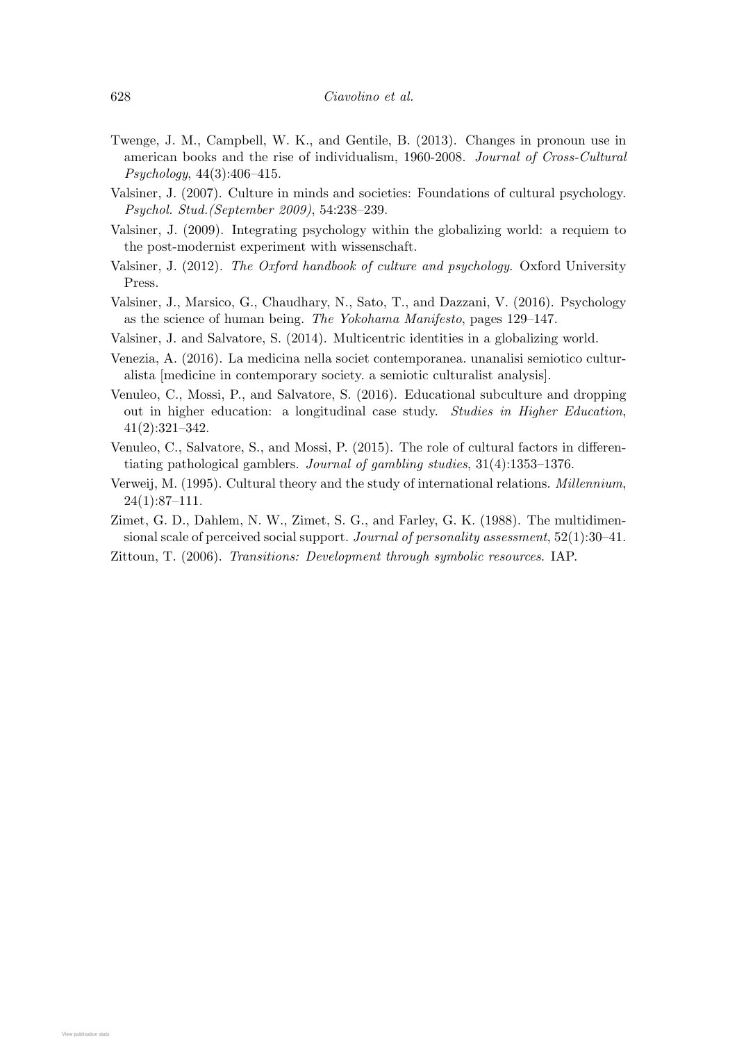Twenge, J. M., Campbell, W. K., and Gentile, B. (2013). Changes in pronoun use in american books and the rise of individualism, 1960-2008. *Journal of Cross-Cultural Psychology*, 44(3):406–415.

Valsiner, J. (2007). Culture in minds and societies: Foundations of cultural psychology. *Psychol. Stud.(September 2009)*, 54:238–239.

Valsiner, J. (2009). Integrating psychology within the globalizing world: a requiem to the post-modernist experiment with wissenschaft.

Valsiner, J. (2012). *The Oxford handbook of culture and psychology*. Oxford University Press.

Valsiner, J., Marsico, G., Chaudhary, N., Sato, T., and Dazzani, V. (2016). Psychology as the science of human being. *The Yokohama Manifesto*, pages 129–147.

Valsiner, J. and Salvatore, S. (2014). Multicentric identities in a globalizing world.

Venezia, A. (2016). La medicina nella societ contemporanea. unanalisi semiotico culturalista [medicine in contemporary society. a semiotic culturalist analysis].

Venuleo, C., Mossi, P., and Salvatore, S. (2016). Educational subculture and dropping out in higher education: a longitudinal case study. *Studies in Higher Education*, 41(2):321–342.

Venuleo, C., Salvatore, S., and Mossi, P. (2015). The role of cultural factors in differentiating pathological gamblers. *Journal of gambling studies*, 31(4):1353–1376.

Verweij, M. (1995). Cultural theory and the study of international relations. *Millennium*, 24(1):87–111.

Zimet, G. D., Dahlem, N. W., Zimet, S. G., and Farley, G. K. (1988). The multidimensional scale of perceived social support. *Journal of personality assessment*, 52(1):30–41.

Zittoun, T. (2006). *Transitions: Development through symbolic resources*. IAP.